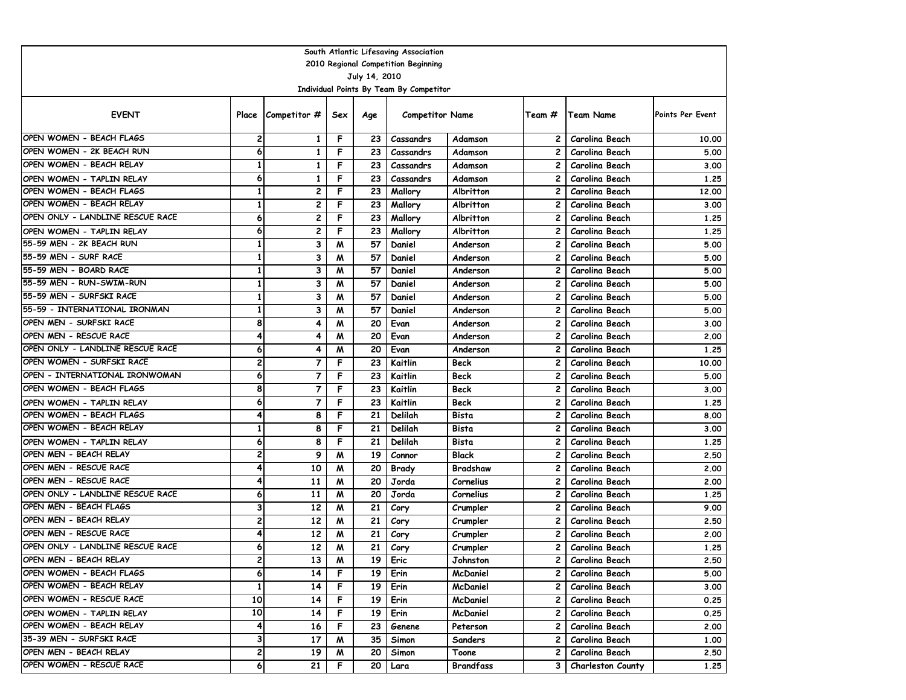South Atlantic Lifesaving Association
2010 Regional Competition Beginning
July 14, 2010
Individual Points By Team By Competitor

| EVENT | Place | Competitor # | Sex | Age | Competitor Name | | Team # | Team Name | Points Per Event |
|---|---|---|---|---|---|---|---|---|---|
| OPEN WOMEN - BEACH FLAGS | 2 | 1 | F | 23 | Cassandrs | Adamson | 2 | Carolina Beach | 10.00 |
| OPEN WOMEN - 2K BEACH RUN | 6 | 1 | F | 23 | Cassandrs | Adamson | 2 | Carolina Beach | 5.00 |
| OPEN WOMEN - BEACH RELAY | 1 | 1 | F | 23 | Cassandrs | Adamson | 2 | Carolina Beach | 3.00 |
| OPEN WOMEN - TAPLIN RELAY | 6 | 1 | F | 23 | Cassandrs | Adamson | 2 | Carolina Beach | 1.25 |
| OPEN WOMEN - BEACH FLAGS | 1 | 2 | F | 23 | Mallory | Albritton | 2 | Carolina Beach | 12.00 |
| OPEN WOMEN - BEACH RELAY | 1 | 2 | F | 23 | Mallory | Albritton | 2 | Carolina Beach | 3.00 |
| OPEN ONLY - LANDLINE RESCUE RACE | 6 | 2 | F | 23 | Mallory | Albritton | 2 | Carolina Beach | 1.25 |
| OPEN WOMEN - TAPLIN RELAY | 6 | 2 | F | 23 | Mallory | Albritton | 2 | Carolina Beach | 1.25 |
| 55-59 MEN - 2K BEACH RUN | 1 | 3 | M | 57 | Daniel | Anderson | 2 | Carolina Beach | 5.00 |
| 55-59 MEN - SURF RACE | 1 | 3 | M | 57 | Daniel | Anderson | 2 | Carolina Beach | 5.00 |
| 55-59 MEN - BOARD RACE | 1 | 3 | M | 57 | Daniel | Anderson | 2 | Carolina Beach | 5.00 |
| 55-59 MEN - RUN-SWIM-RUN | 1 | 3 | M | 57 | Daniel | Anderson | 2 | Carolina Beach | 5.00 |
| 55-59 MEN - SURFSKI RACE | 1 | 3 | M | 57 | Daniel | Anderson | 2 | Carolina Beach | 5.00 |
| 55-59 - INTERNATIONAL IRONMAN | 1 | 3 | M | 57 | Daniel | Anderson | 2 | Carolina Beach | 5.00 |
| OPEN MEN - SURFSKI RACE | 8 | 4 | M | 20 | Evan | Anderson | 2 | Carolina Beach | 3.00 |
| OPEN MEN - RESCUE RACE | 4 | 4 | M | 20 | Evan | Anderson | 2 | Carolina Beach | 2.00 |
| OPEN ONLY - LANDLINE RESCUE RACE | 6 | 4 | M | 20 | Evan | Anderson | 2 | Carolina Beach | 1.25 |
| OPEN WOMEN - SURFSKI RACE | 2 | 7 | F | 23 | Kaitlin | Beck | 2 | Carolina Beach | 10.00 |
| OPEN - INTERNATIONAL IRONWOMAN | 6 | 7 | F | 23 | Kaitlin | Beck | 2 | Carolina Beach | 5.00 |
| OPEN WOMEN - BEACH FLAGS | 8 | 7 | F | 23 | Kaitlin | Beck | 2 | Carolina Beach | 3.00 |
| OPEN WOMEN - TAPLIN RELAY | 6 | 7 | F | 23 | Kaitlin | Beck | 2 | Carolina Beach | 1.25 |
| OPEN WOMEN - BEACH FLAGS | 4 | 8 | F | 21 | Delilah | Bista | 2 | Carolina Beach | 8.00 |
| OPEN WOMEN - BEACH RELAY | 1 | 8 | F | 21 | Delilah | Bista | 2 | Carolina Beach | 3.00 |
| OPEN WOMEN - TAPLIN RELAY | 6 | 8 | F | 21 | Delilah | Bista | 2 | Carolina Beach | 1.25 |
| OPEN MEN - BEACH RELAY | 2 | 9 | M | 19 | Connor | Black | 2 | Carolina Beach | 2.50 |
| OPEN MEN - RESCUE RACE | 4 | 10 | M | 20 | Brady | Bradshaw | 2 | Carolina Beach | 2.00 |
| OPEN MEN - RESCUE RACE | 4 | 11 | M | 20 | Jorda | Cornelius | 2 | Carolina Beach | 2.00 |
| OPEN ONLY - LANDLINE RESCUE RACE | 6 | 11 | M | 20 | Jorda | Cornelius | 2 | Carolina Beach | 1.25 |
| OPEN MEN - BEACH FLAGS | 3 | 12 | M | 21 | Cory | Crumpler | 2 | Carolina Beach | 9.00 |
| OPEN MEN - BEACH RELAY | 2 | 12 | M | 21 | Cory | Crumpler | 2 | Carolina Beach | 2.50 |
| OPEN MEN - RESCUE RACE | 4 | 12 | M | 21 | Cory | Crumpler | 2 | Carolina Beach | 2.00 |
| OPEN ONLY - LANDLINE RESCUE RACE | 6 | 12 | M | 21 | Cory | Crumpler | 2 | Carolina Beach | 1.25 |
| OPEN MEN - BEACH RELAY | 2 | 13 | M | 19 | Eric | Johnston | 2 | Carolina Beach | 2.50 |
| OPEN WOMEN - BEACH FLAGS | 6 | 14 | F | 19 | Erin | McDaniel | 2 | Carolina Beach | 5.00 |
| OPEN WOMEN - BEACH RELAY | 1 | 14 | F | 19 | Erin | McDaniel | 2 | Carolina Beach | 3.00 |
| OPEN WOMEN - RESCUE RACE | 10 | 14 | F | 19 | Erin | McDaniel | 2 | Carolina Beach | 0.25 |
| OPEN WOMEN - TAPLIN RELAY | 10 | 14 | F | 19 | Erin | McDaniel | 2 | Carolina Beach | 0.25 |
| OPEN WOMEN - BEACH RELAY | 4 | 16 | F | 23 | Genene | Peterson | 2 | Carolina Beach | 2.00 |
| 35-39 MEN - SURFSKI RACE | 3 | 17 | M | 35 | Simon | Sanders | 2 | Carolina Beach | 1.00 |
| OPEN MEN - BEACH RELAY | 2 | 19 | M | 20 | Simon | Toone | 2 | Carolina Beach | 2.50 |
| OPEN WOMEN - RESCUE RACE | 6 | 21 | F | 20 | Lara | Brandfass | 3 | Charleston County | 1.25 |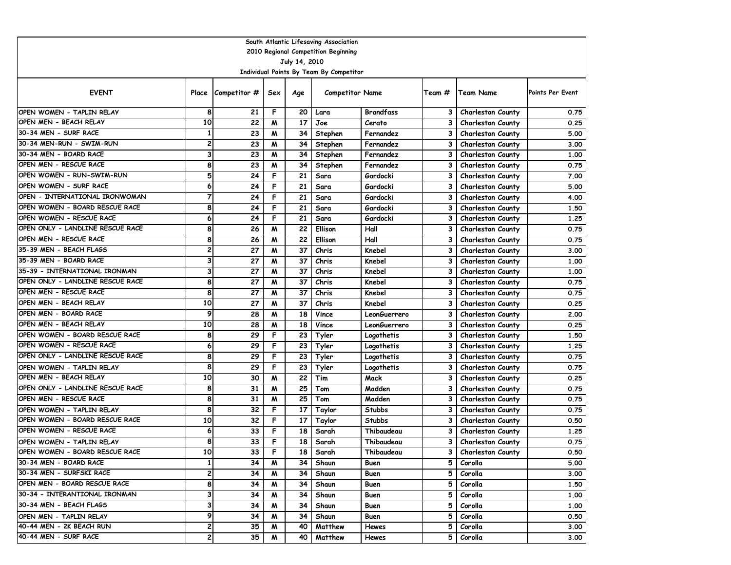South Atlantic Lifesaving Association

2010 Regional Competition Beginning

July 14, 2010

Individual Points By Team By Competitor

| EVENT | Place | Competitor # | Sex | Age | Competitor Name | | Team # | Team Name | Points Per Event |
|---|---|---|---|---|---|---|---|---|---|
| OPEN WOMEN - TAPLIN RELAY | 8 | 21 | F | 20 | Lara | Brandfass | 3 | Charleston County | 0.75 |
| OPEN MEN - BEACH RELAY | 10 | 22 | M | 17 | Joe | Cerato | 3 | Charleston County | 0.25 |
| 30-34 MEN - SURF RACE | 1 | 23 | M | 34 | Stephen | Fernandez | 3 | Charleston County | 5.00 |
| 30-34 MEN-RUN - SWIM-RUN | 2 | 23 | M | 34 | Stephen | Fernandez | 3 | Charleston County | 3.00 |
| 30-34 MEN - BOARD RACE | 3 | 23 | M | 34 | Stephen | Fernandez | 3 | Charleston County | 1.00 |
| OPEN MEN - RESCUE RACE | 8 | 23 | M | 34 | Stephen | Fernandez | 3 | Charleston County | 0.75 |
| OPEN WOMEN - RUN-SWIM-RUN | 5 | 24 | F | 21 | Sara | Gardocki | 3 | Charleston County | 7.00 |
| OPEN WOMEN - SURF RACE | 6 | 24 | F | 21 | Sara | Gardocki | 3 | Charleston County | 5.00 |
| OPEN - INTERNATIONAL IRONWOMAN | 7 | 24 | F | 21 | Sara | Gardocki | 3 | Charleston County | 4.00 |
| OPEN WOMEN - BOARD RESCUE RACE | 8 | 24 | F | 21 | Sara | Gardocki | 3 | Charleston County | 1.50 |
| OPEN WOMEN - RESCUE RACE | 6 | 24 | F | 21 | Sara | Gardocki | 3 | Charleston County | 1.25 |
| OPEN ONLY - LANDLINE RESCUE RACE | 8 | 26 | M | 22 | Ellison | Hall | 3 | Charleston County | 0.75 |
| OPEN MEN - RESCUE RACE | 8 | 26 | M | 22 | Ellison | Hall | 3 | Charleston County | 0.75 |
| 35-39 MEN - BEACH FLAGS | 2 | 27 | M | 37 | Chris | Knebel | 3 | Charleston County | 3.00 |
| 35-39 MEN - BOARD RACE | 3 | 27 | M | 37 | Chris | Knebel | 3 | Charleston County | 1.00 |
| 35-39 - INTERNATIONAL IRONMAN | 3 | 27 | M | 37 | Chris | Knebel | 3 | Charleston County | 1.00 |
| OPEN ONLY - LANDLINE RESCUE RACE | 8 | 27 | M | 37 | Chris | Knebel | 3 | Charleston County | 0.75 |
| OPEN MEN - RESCUE RACE | 8 | 27 | M | 37 | Chris | Knebel | 3 | Charleston County | 0.75 |
| OPEN MEN - BEACH RELAY | 10 | 27 | M | 37 | Chris | Knebel | 3 | Charleston County | 0.25 |
| OPEN MEN - BOARD RACE | 9 | 28 | M | 18 | Vince | LeonGuerrero | 3 | Charleston County | 2.00 |
| OPEN MEN - BEACH RELAY | 10 | 28 | M | 18 | Vince | LeonGuerrero | 3 | Charleston County | 0.25 |
| OPEN WOMEN - BOARD RESCUE RACE | 8 | 29 | F | 23 | Tyler | Logothetis | 3 | Charleston County | 1.50 |
| OPEN WOMEN - RESCUE RACE | 6 | 29 | F | 23 | Tyler | Logothetis | 3 | Charleston County | 1.25 |
| OPEN ONLY - LANDLINE RESCUE RACE | 8 | 29 | F | 23 | Tyler | Logothetis | 3 | Charleston County | 0.75 |
| OPEN WOMEN - TAPLIN RELAY | 8 | 29 | F | 23 | Tyler | Logothetis | 3 | Charleston County | 0.75 |
| OPEN MEN - BEACH RELAY | 10 | 30 | M | 22 | Tim | Mack | 3 | Charleston County | 0.25 |
| OPEN ONLY - LANDLINE RESCUE RACE | 8 | 31 | M | 25 | Tom | Madden | 3 | Charleston County | 0.75 |
| OPEN MEN - RESCUE RACE | 8 | 31 | M | 25 | Tom | Madden | 3 | Charleston County | 0.75 |
| OPEN WOMEN - TAPLIN RELAY | 8 | 32 | F | 17 | Taylor | Stubbs | 3 | Charleston County | 0.75 |
| OPEN WOMEN - BOARD RESCUE RACE | 10 | 32 | F | 17 | Taylor | Stubbs | 3 | Charleston County | 0.50 |
| OPEN WOMEN - RESCUE RACE | 6 | 33 | F | 18 | Sarah | Thibaudeau | 3 | Charleston County | 1.25 |
| OPEN WOMEN - TAPLIN RELAY | 8 | 33 | F | 18 | Sarah | Thibaudeau | 3 | Charleston County | 0.75 |
| OPEN WOMEN - BOARD RESCUE RACE | 10 | 33 | F | 18 | Sarah | Thibaudeau | 3 | Charleston County | 0.50 |
| 30-34 MEN - BOARD RACE | 1 | 34 | M | 34 | Shaun | Buen | 5 | Corolla | 5.00 |
| 30-34 MEN - SURFSKI RACE | 2 | 34 | M | 34 | Shaun | Buen | 5 | Corolla | 3.00 |
| OPEN MEN - BOARD RESCUE RACE | 8 | 34 | M | 34 | Shaun | Buen | 5 | Corolla | 1.50 |
| 30-34 - INTERANTIONAL IRONMAN | 3 | 34 | M | 34 | Shaun | Buen | 5 | Corolla | 1.00 |
| 30-34 MEN - BEACH FLAGS | 3 | 34 | M | 34 | Shaun | Buen | 5 | Corolla | 1.00 |
| OPEN MEN - TAPLIN RELAY | 9 | 34 | M | 34 | Shaun | Buen | 5 | Corolla | 0.50 |
| 40-44 MEN - 2K BEACH RUN | 2 | 35 | M | 40 | Matthew | Hewes | 5 | Corolla | 3.00 |
| 40-44 MEN - SURF RACE | 2 | 35 | M | 40 | Matthew | Hewes | 5 | Corolla | 3.00 |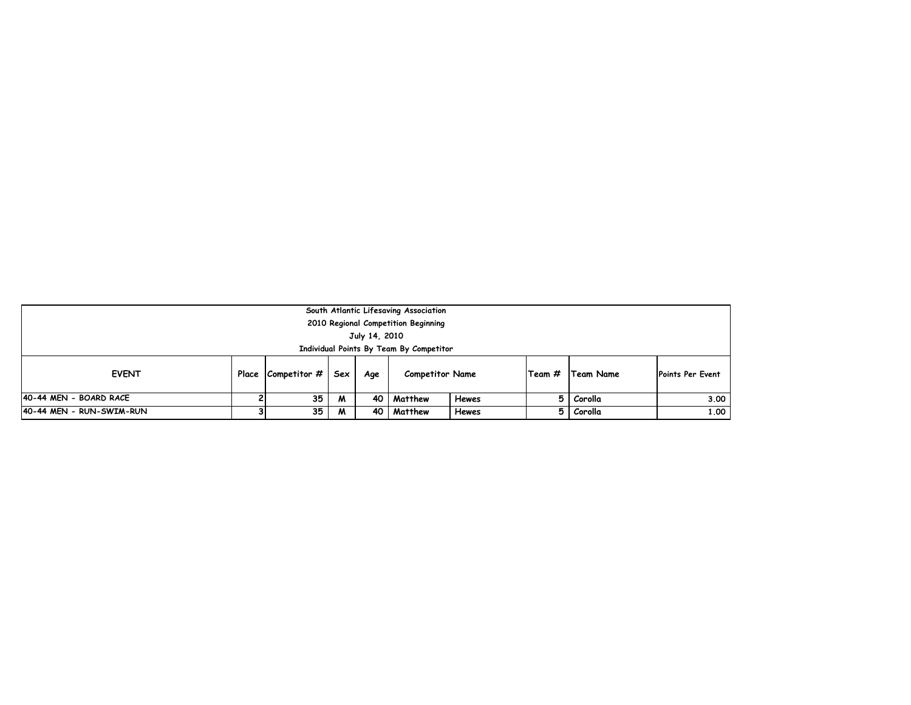South Atlantic Lifesaving Association
2010 Regional Competition Beginning
July 14, 2010
Individual Points By Team By Competitor

| EVENT | Place | Competitor # | Sex | Age | Competitor Name | | Team # | Team Name | Points Per Event |
|---|---|---|---|---|---|---|---|---|---|
| 40-44 MEN - BOARD RACE | 2 | 35 | M | 40 | Matthew | Hewes | 5 | Corolla | 3.00 |
| 40-44 MEN - RUN-SWIM-RUN | 3 | 35 | M | 40 | Matthew | Hewes | 5 | Corolla | 1.00 |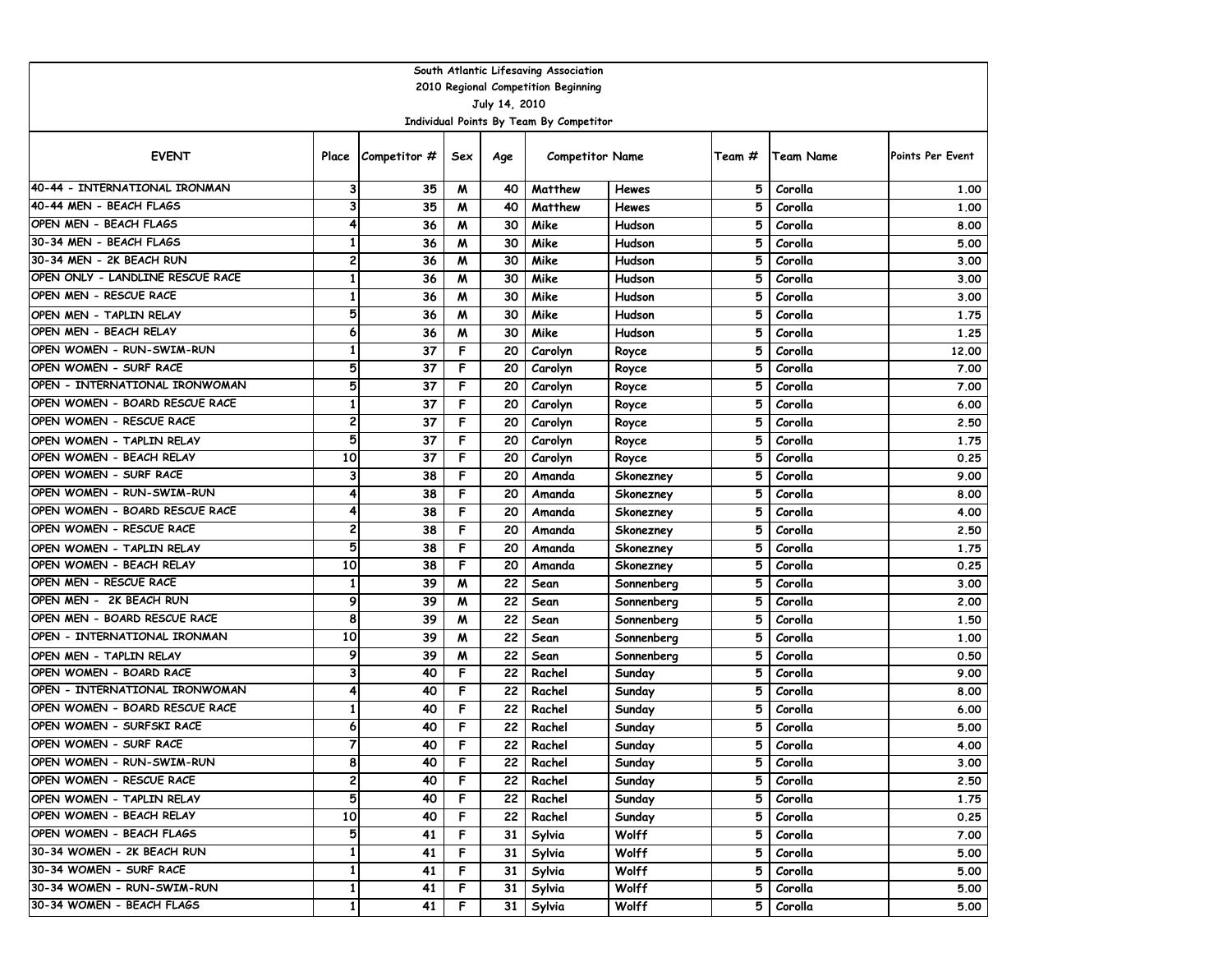South Atlantic Lifesaving Association

2010 Regional Competition Beginning

July 14, 2010

Individual Points By Team By Competitor

| EVENT | Place | Competitor # | Sex | Age | Competitor Name | | Team # | Team Name | Points Per Event |
|---|---|---|---|---|---|---|---|---|---|
| 40-44 - INTERNATIONAL IRONMAN | 3 | 35 | M | 40 | Matthew | Hewes | 5 | Corolla | 1.00 |
| 40-44 MEN - BEACH FLAGS | 3 | 35 | M | 40 | Matthew | Hewes | 5 | Corolla | 1.00 |
| OPEN MEN - BEACH FLAGS | 4 | 36 | M | 30 | Mike | Hudson | 5 | Corolla | 8.00 |
| 30-34 MEN - BEACH FLAGS | 1 | 36 | M | 30 | Mike | Hudson | 5 | Corolla | 5.00 |
| 30-34 MEN - 2K BEACH RUN | 2 | 36 | M | 30 | Mike | Hudson | 5 | Corolla | 3.00 |
| OPEN ONLY - LANDLINE RESCUE RACE | 1 | 36 | M | 30 | Mike | Hudson | 5 | Corolla | 3.00 |
| OPEN MEN - RESCUE RACE | 1 | 36 | M | 30 | Mike | Hudson | 5 | Corolla | 3.00 |
| OPEN MEN - TAPLIN RELAY | 5 | 36 | M | 30 | Mike | Hudson | 5 | Corolla | 1.75 |
| OPEN MEN - BEACH RELAY | 6 | 36 | M | 30 | Mike | Hudson | 5 | Corolla | 1.25 |
| OPEN WOMEN - RUN-SWIM-RUN | 1 | 37 | F | 20 | Carolyn | Royce | 5 | Corolla | 12.00 |
| OPEN WOMEN - SURF RACE | 5 | 37 | F | 20 | Carolyn | Royce | 5 | Corolla | 7.00 |
| OPEN - INTERNATIONAL IRONWOMAN | 5 | 37 | F | 20 | Carolyn | Royce | 5 | Corolla | 7.00 |
| OPEN WOMEN - BOARD RESCUE RACE | 1 | 37 | F | 20 | Carolyn | Royce | 5 | Corolla | 6.00 |
| OPEN WOMEN - RESCUE RACE | 2 | 37 | F | 20 | Carolyn | Royce | 5 | Corolla | 2.50 |
| OPEN WOMEN - TAPLIN RELAY | 5 | 37 | F | 20 | Carolyn | Royce | 5 | Corolla | 1.75 |
| OPEN WOMEN - BEACH RELAY | 10 | 37 | F | 20 | Carolyn | Royce | 5 | Corolla | 0.25 |
| OPEN WOMEN - SURF RACE | 3 | 38 | F | 20 | Amanda | Skonezney | 5 | Corolla | 9.00 |
| OPEN WOMEN - RUN-SWIM-RUN | 4 | 38 | F | 20 | Amanda | Skonezney | 5 | Corolla | 8.00 |
| OPEN WOMEN - BOARD RESCUE RACE | 4 | 38 | F | 20 | Amanda | Skonezney | 5 | Corolla | 4.00 |
| OPEN WOMEN - RESCUE RACE | 2 | 38 | F | 20 | Amanda | Skonezney | 5 | Corolla | 2.50 |
| OPEN WOMEN - TAPLIN RELAY | 5 | 38 | F | 20 | Amanda | Skonezney | 5 | Corolla | 1.75 |
| OPEN WOMEN - BEACH RELAY | 10 | 38 | F | 20 | Amanda | Skonezney | 5 | Corolla | 0.25 |
| OPEN MEN - RESCUE RACE | 1 | 39 | M | 22 | Sean | Sonnenberg | 5 | Corolla | 3.00 |
| OPEN MEN - 2K BEACH RUN | 9 | 39 | M | 22 | Sean | Sonnenberg | 5 | Corolla | 2.00 |
| OPEN MEN - BOARD RESCUE RACE | 8 | 39 | M | 22 | Sean | Sonnenberg | 5 | Corolla | 1.50 |
| OPEN - INTERNATIONAL IRONMAN | 10 | 39 | M | 22 | Sean | Sonnenberg | 5 | Corolla | 1.00 |
| OPEN MEN - TAPLIN RELAY | 9 | 39 | M | 22 | Sean | Sonnenberg | 5 | Corolla | 0.50 |
| OPEN WOMEN - BOARD RACE | 3 | 40 | F | 22 | Rachel | Sunday | 5 | Corolla | 9.00 |
| OPEN - INTERNATIONAL IRONWOMAN | 4 | 40 | F | 22 | Rachel | Sunday | 5 | Corolla | 8.00 |
| OPEN WOMEN - BOARD RESCUE RACE | 1 | 40 | F | 22 | Rachel | Sunday | 5 | Corolla | 6.00 |
| OPEN WOMEN - SURFSKI RACE | 6 | 40 | F | 22 | Rachel | Sunday | 5 | Corolla | 5.00 |
| OPEN WOMEN - SURF RACE | 7 | 40 | F | 22 | Rachel | Sunday | 5 | Corolla | 4.00 |
| OPEN WOMEN - RUN-SWIM-RUN | 8 | 40 | F | 22 | Rachel | Sunday | 5 | Corolla | 3.00 |
| OPEN WOMEN - RESCUE RACE | 2 | 40 | F | 22 | Rachel | Sunday | 5 | Corolla | 2.50 |
| OPEN WOMEN - TAPLIN RELAY | 5 | 40 | F | 22 | Rachel | Sunday | 5 | Corolla | 1.75 |
| OPEN WOMEN - BEACH RELAY | 10 | 40 | F | 22 | Rachel | Sunday | 5 | Corolla | 0.25 |
| OPEN WOMEN - BEACH FLAGS | 5 | 41 | F | 31 | Sylvia | Wolff | 5 | Corolla | 7.00 |
| 30-34 WOMEN - 2K BEACH RUN | 1 | 41 | F | 31 | Sylvia | Wolff | 5 | Corolla | 5.00 |
| 30-34 WOMEN - SURF RACE | 1 | 41 | F | 31 | Sylvia | Wolff | 5 | Corolla | 5.00 |
| 30-34 WOMEN - RUN-SWIM-RUN | 1 | 41 | F | 31 | Sylvia | Wolff | 5 | Corolla | 5.00 |
| 30-34 WOMEN - BEACH FLAGS | 1 | 41 | F | 31 | Sylvia | Wolff | 5 | Corolla | 5.00 |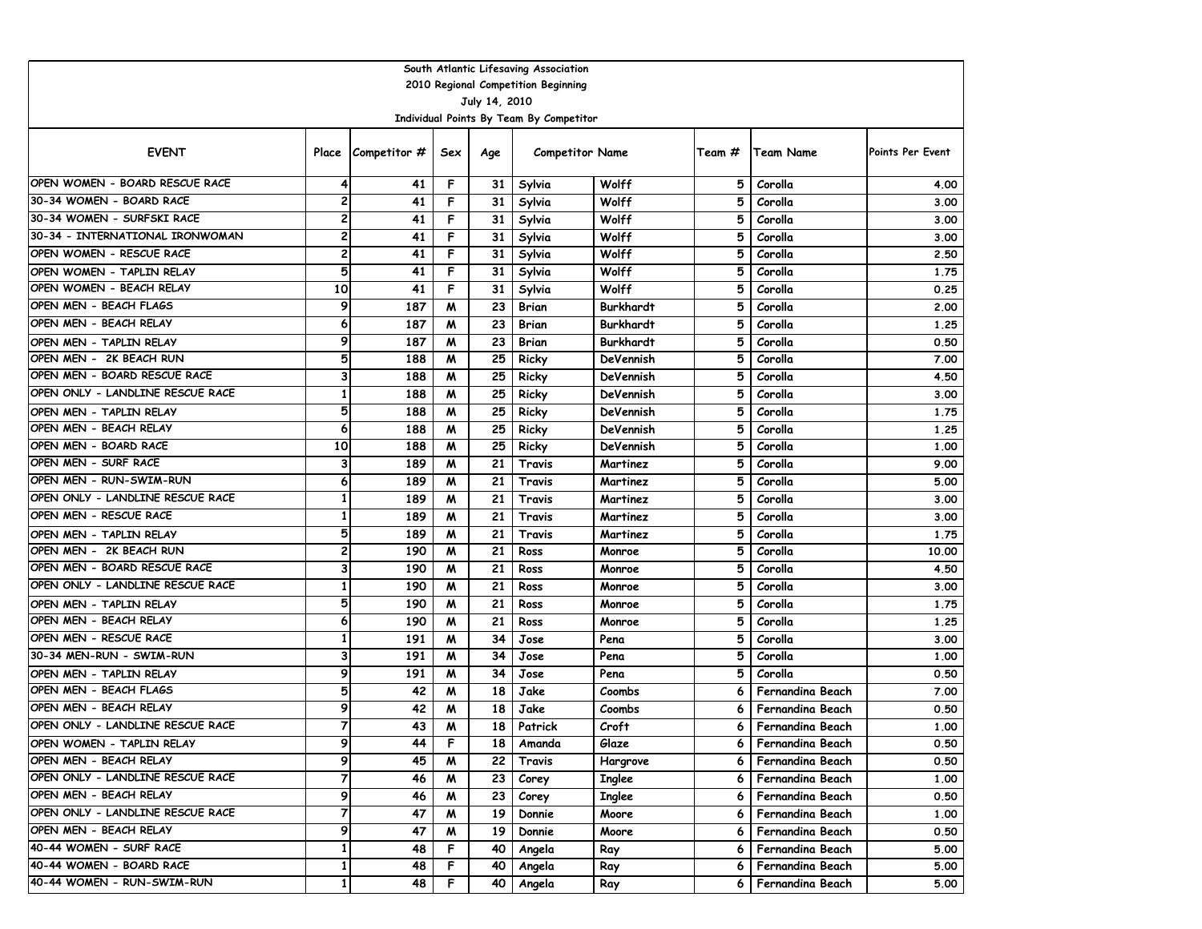South Atlantic Lifesaving Association

2010 Regional Competition Beginning

July 14, 2010

Individual Points By Team By Competitor

| EVENT | Place | Competitor # | Sex | Age | Competitor Name | | Team # | Team Name | Points Per Event |
|---|---|---|---|---|---|---|---|---|---|
| OPEN WOMEN - BOARD RESCUE RACE | 4 | 41 | F | 31 | Sylvia | Wolff | 5 | Corolla | 4.00 |
| 30-34 WOMEN - BOARD RACE | 2 | 41 | F | 31 | Sylvia | Wolff | 5 | Corolla | 3.00 |
| 30-34 WOMEN - SURFSKI RACE | 2 | 41 | F | 31 | Sylvia | Wolff | 5 | Corolla | 3.00 |
| 30-34 - INTERNATIONAL IRONWOMAN | 2 | 41 | F | 31 | Sylvia | Wolff | 5 | Corolla | 3.00 |
| OPEN WOMEN - RESCUE RACE | 2 | 41 | F | 31 | Sylvia | Wolff | 5 | Corolla | 2.50 |
| OPEN WOMEN - TAPLIN RELAY | 5 | 41 | F | 31 | Sylvia | Wolff | 5 | Corolla | 1.75 |
| OPEN WOMEN - BEACH RELAY | 10 | 41 | F | 31 | Sylvia | Wolff | 5 | Corolla | 0.25 |
| OPEN MEN - BEACH FLAGS | 9 | 187 | M | 23 | Brian | Burkhardt | 5 | Corolla | 2.00 |
| OPEN MEN - BEACH RELAY | 6 | 187 | M | 23 | Brian | Burkhardt | 5 | Corolla | 1.25 |
| OPEN MEN - TAPLIN RELAY | 9 | 187 | M | 23 | Brian | Burkhardt | 5 | Corolla | 0.50 |
| OPEN MEN - 2K BEACH RUN | 5 | 188 | M | 25 | Ricky | DeVennish | 5 | Corolla | 7.00 |
| OPEN MEN - BOARD RESCUE RACE | 3 | 188 | M | 25 | Ricky | DeVennish | 5 | Corolla | 4.50 |
| OPEN ONLY - LANDLINE RESCUE RACE | 1 | 188 | M | 25 | Ricky | DeVennish | 5 | Corolla | 3.00 |
| OPEN MEN - TAPLIN RELAY | 5 | 188 | M | 25 | Ricky | DeVennish | 5 | Corolla | 1.75 |
| OPEN MEN - BEACH RELAY | 6 | 188 | M | 25 | Ricky | DeVennish | 5 | Corolla | 1.25 |
| OPEN MEN - BOARD RACE | 10 | 188 | M | 25 | Ricky | DeVennish | 5 | Corolla | 1.00 |
| OPEN MEN - SURF RACE | 3 | 189 | M | 21 | Travis | Martinez | 5 | Corolla | 9.00 |
| OPEN MEN - RUN-SWIM-RUN | 6 | 189 | M | 21 | Travis | Martinez | 5 | Corolla | 5.00 |
| OPEN ONLY - LANDLINE RESCUE RACE | 1 | 189 | M | 21 | Travis | Martinez | 5 | Corolla | 3.00 |
| OPEN MEN - RESCUE RACE | 1 | 189 | M | 21 | Travis | Martinez | 5 | Corolla | 3.00 |
| OPEN MEN - TAPLIN RELAY | 5 | 189 | M | 21 | Travis | Martinez | 5 | Corolla | 1.75 |
| OPEN MEN - 2K BEACH RUN | 2 | 190 | M | 21 | Ross | Monroe | 5 | Corolla | 10.00 |
| OPEN MEN - BOARD RESCUE RACE | 3 | 190 | M | 21 | Ross | Monroe | 5 | Corolla | 4.50 |
| OPEN ONLY - LANDLINE RESCUE RACE | 1 | 190 | M | 21 | Ross | Monroe | 5 | Corolla | 3.00 |
| OPEN MEN - TAPLIN RELAY | 5 | 190 | M | 21 | Ross | Monroe | 5 | Corolla | 1.75 |
| OPEN MEN - BEACH RELAY | 6 | 190 | M | 21 | Ross | Monroe | 5 | Corolla | 1.25 |
| OPEN MEN - RESCUE RACE | 1 | 191 | M | 34 | Jose | Pena | 5 | Corolla | 3.00 |
| 30-34 MEN-RUN - SWIM-RUN | 3 | 191 | M | 34 | Jose | Pena | 5 | Corolla | 1.00 |
| OPEN MEN - TAPLIN RELAY | 9 | 191 | M | 34 | Jose | Pena | 5 | Corolla | 0.50 |
| OPEN MEN - BEACH FLAGS | 5 | 42 | M | 18 | Jake | Coombs | 6 | Fernandina Beach | 7.00 |
| OPEN MEN - BEACH RELAY | 9 | 42 | M | 18 | Jake | Coombs | 6 | Fernandina Beach | 0.50 |
| OPEN ONLY - LANDLINE RESCUE RACE | 7 | 43 | M | 18 | Patrick | Croft | 6 | Fernandina Beach | 1.00 |
| OPEN WOMEN - TAPLIN RELAY | 9 | 44 | F | 18 | Amanda | Glaze | 6 | Fernandina Beach | 0.50 |
| OPEN MEN - BEACH RELAY | 9 | 45 | M | 22 | Travis | Hargrove | 6 | Fernandina Beach | 0.50 |
| OPEN ONLY - LANDLINE RESCUE RACE | 7 | 46 | M | 23 | Corey | Inglee | 6 | Fernandina Beach | 1.00 |
| OPEN MEN - BEACH RELAY | 9 | 46 | M | 23 | Corey | Inglee | 6 | Fernandina Beach | 0.50 |
| OPEN ONLY - LANDLINE RESCUE RACE | 7 | 47 | M | 19 | Donnie | Moore | 6 | Fernandina Beach | 1.00 |
| OPEN MEN - BEACH RELAY | 9 | 47 | M | 19 | Donnie | Moore | 6 | Fernandina Beach | 0.50 |
| 40-44 WOMEN - SURF RACE | 1 | 48 | F | 40 | Angela | Ray | 6 | Fernandina Beach | 5.00 |
| 40-44 WOMEN - BOARD RACE | 1 | 48 | F | 40 | Angela | Ray | 6 | Fernandina Beach | 5.00 |
| 40-44 WOMEN - RUN-SWIM-RUN | 1 | 48 | F | 40 | Angela | Ray | 6 | Fernandina Beach | 5.00 |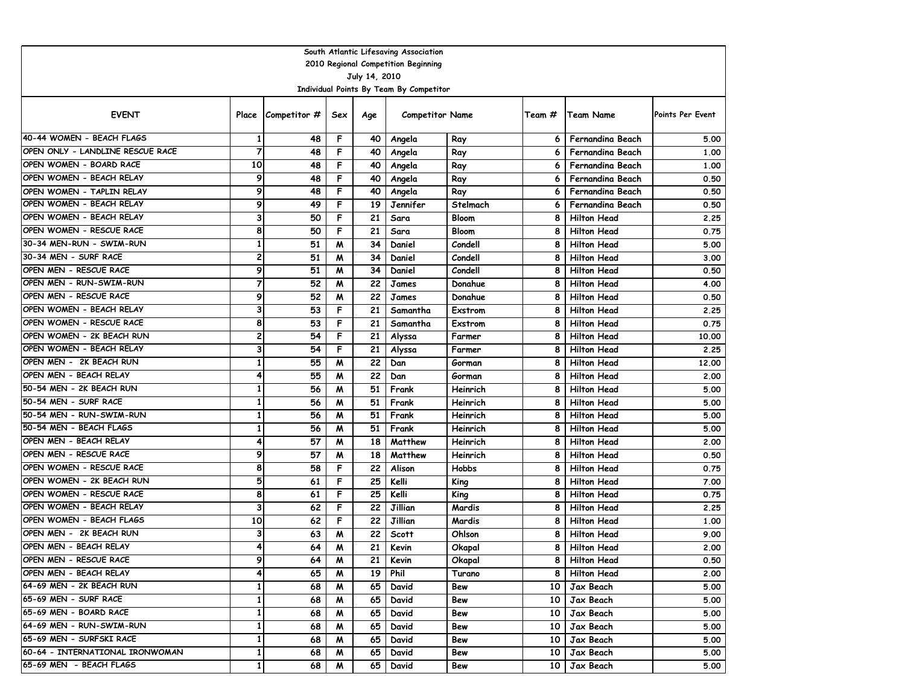South Atlantic Lifesaving Association
2010 Regional Competition Beginning
July 14, 2010
Individual Points By Team By Competitor

| EVENT | Place | Competitor # | Sex | Age | Competitor Name | | Team # | Team Name | Points Per Event |
|---|---|---|---|---|---|---|---|---|---|
| 40-44 WOMEN - BEACH FLAGS | 1 | 48 | F | 40 | Angela | Ray | 6 | Fernandina Beach | 5.00 |
| OPEN ONLY - LANDLINE RESCUE RACE | 7 | 48 | F | 40 | Angela | Ray | 6 | Fernandina Beach | 1.00 |
| OPEN WOMEN - BOARD RACE | 10 | 48 | F | 40 | Angela | Ray | 6 | Fernandina Beach | 1.00 |
| OPEN WOMEN - BEACH RELAY | 9 | 48 | F | 40 | Angela | Ray | 6 | Fernandina Beach | 0.50 |
| OPEN WOMEN - TAPLIN RELAY | 9 | 48 | F | 40 | Angela | Ray | 6 | Fernandina Beach | 0.50 |
| OPEN WOMEN - BEACH RELAY | 9 | 49 | F | 19 | Jennifer | Stelmach | 6 | Fernandina Beach | 0.50 |
| OPEN WOMEN - BEACH RELAY | 3 | 50 | F | 21 | Sara | Bloom | 8 | Hilton Head | 2.25 |
| OPEN WOMEN - RESCUE RACE | 8 | 50 | F | 21 | Sara | Bloom | 8 | Hilton Head | 0.75 |
| 30-34 MEN-RUN - SWIM-RUN | 1 | 51 | M | 34 | Daniel | Condell | 8 | Hilton Head | 5.00 |
| 30-34 MEN - SURF RACE | 2 | 51 | M | 34 | Daniel | Condell | 8 | Hilton Head | 3.00 |
| OPEN MEN - RESCUE RACE | 9 | 51 | M | 34 | Daniel | Condell | 8 | Hilton Head | 0.50 |
| OPEN MEN - RUN-SWIM-RUN | 7 | 52 | M | 22 | James | Donahue | 8 | Hilton Head | 4.00 |
| OPEN MEN - RESCUE RACE | 9 | 52 | M | 22 | James | Donahue | 8 | Hilton Head | 0.50 |
| OPEN WOMEN - BEACH RELAY | 3 | 53 | F | 21 | Samantha | Exstrom | 8 | Hilton Head | 2.25 |
| OPEN WOMEN - RESCUE RACE | 8 | 53 | F | 21 | Samantha | Exstrom | 8 | Hilton Head | 0.75 |
| OPEN WOMEN - 2K BEACH RUN | 2 | 54 | F | 21 | Alyssa | Farmer | 8 | Hilton Head | 10.00 |
| OPEN WOMEN - BEACH RELAY | 3 | 54 | F | 21 | Alyssa | Farmer | 8 | Hilton Head | 2.25 |
| OPEN MEN - 2K BEACH RUN | 1 | 55 | M | 22 | Dan | Gorman | 8 | Hilton Head | 12.00 |
| OPEN MEN - BEACH RELAY | 4 | 55 | M | 22 | Dan | Gorman | 8 | Hilton Head | 2.00 |
| 50-54 MEN - 2K BEACH RUN | 1 | 56 | M | 51 | Frank | Heinrich | 8 | Hilton Head | 5.00 |
| 50-54 MEN - SURF RACE | 1 | 56 | M | 51 | Frank | Heinrich | 8 | Hilton Head | 5.00 |
| 50-54 MEN - RUN-SWIM-RUN | 1 | 56 | M | 51 | Frank | Heinrich | 8 | Hilton Head | 5.00 |
| 50-54 MEN - BEACH FLAGS | 1 | 56 | M | 51 | Frank | Heinrich | 8 | Hilton Head | 5.00 |
| OPEN MEN - BEACH RELAY | 4 | 57 | M | 18 | Matthew | Heinrich | 8 | Hilton Head | 2.00 |
| OPEN MEN - RESCUE RACE | 9 | 57 | M | 18 | Matthew | Heinrich | 8 | Hilton Head | 0.50 |
| OPEN WOMEN - RESCUE RACE | 8 | 58 | F | 22 | Alison | Hobbs | 8 | Hilton Head | 0.75 |
| OPEN WOMEN - 2K BEACH RUN | 5 | 61 | F | 25 | Kelli | King | 8 | Hilton Head | 7.00 |
| OPEN WOMEN - RESCUE RACE | 8 | 61 | F | 25 | Kelli | King | 8 | Hilton Head | 0.75 |
| OPEN WOMEN - BEACH RELAY | 3 | 62 | F | 22 | Jillian | Mardis | 8 | Hilton Head | 2.25 |
| OPEN WOMEN - BEACH FLAGS | 10 | 62 | F | 22 | Jillian | Mardis | 8 | Hilton Head | 1.00 |
| OPEN MEN - 2K BEACH RUN | 3 | 63 | M | 22 | Scott | Ohlson | 8 | Hilton Head | 9.00 |
| OPEN MEN - BEACH RELAY | 4 | 64 | M | 21 | Kevin | Okapal | 8 | Hilton Head | 2.00 |
| OPEN MEN - RESCUE RACE | 9 | 64 | M | 21 | Kevin | Okapal | 8 | Hilton Head | 0.50 |
| OPEN MEN - BEACH RELAY | 4 | 65 | M | 19 | Phil | Turano | 8 | Hilton Head | 2.00 |
| 64-69 MEN - 2K BEACH RUN | 1 | 68 | M | 65 | David | Bew | 10 | Jax Beach | 5.00 |
| 65-69 MEN - SURF RACE | 1 | 68 | M | 65 | David | Bew | 10 | Jax Beach | 5.00 |
| 65-69 MEN - BOARD RACE | 1 | 68 | M | 65 | David | Bew | 10 | Jax Beach | 5.00 |
| 64-69 MEN - RUN-SWIM-RUN | 1 | 68 | M | 65 | David | Bew | 10 | Jax Beach | 5.00 |
| 65-69 MEN - SURFSKI RACE | 1 | 68 | M | 65 | David | Bew | 10 | Jax Beach | 5.00 |
| 60-64 - INTERNATIONAL IRONWOMAN | 1 | 68 | M | 65 | David | Bew | 10 | Jax Beach | 5.00 |
| 65-69 MEN - BEACH FLAGS | 1 | 68 | M | 65 | David | Bew | 10 | Jax Beach | 5.00 |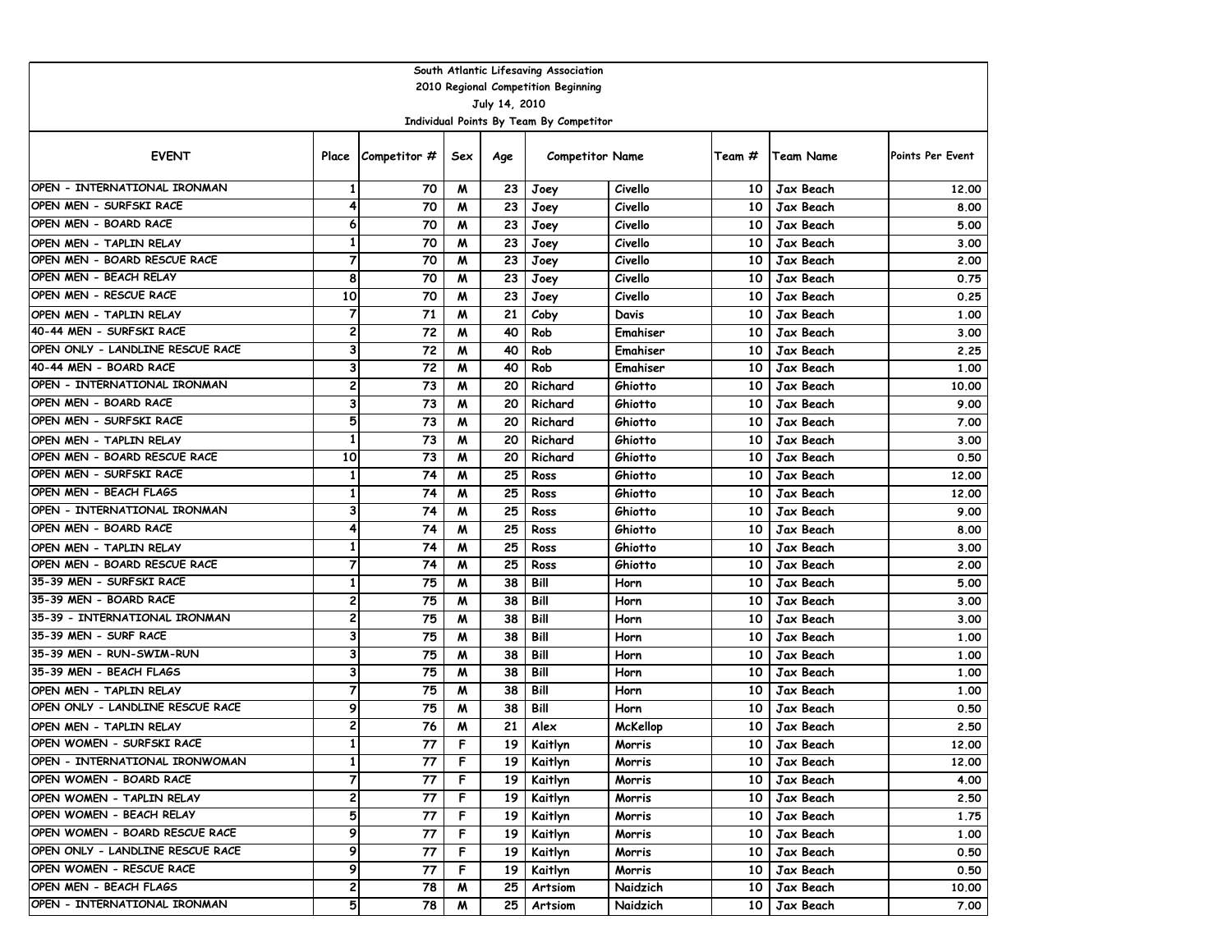South Atlantic Lifesaving Association
2010 Regional Competition Beginning
July 14, 2010
Individual Points By Team By Competitor

| EVENT | Place | Competitor # | Sex | Age | Competitor Name | | Team # | Team Name | Points Per Event |
|---|---|---|---|---|---|---|---|---|---|
| OPEN - INTERNATIONAL IRONMAN | 1 | 70 | M | 23 | Joey | Civello | 10 | Jax Beach | 12.00 |
| OPEN MEN - SURFSKI RACE | 4 | 70 | M | 23 | Joey | Civello | 10 | Jax Beach | 8.00 |
| OPEN MEN - BOARD RACE | 6 | 70 | M | 23 | Joey | Civello | 10 | Jax Beach | 5.00 |
| OPEN MEN - TAPLIN RELAY | 1 | 70 | M | 23 | Joey | Civello | 10 | Jax Beach | 3.00 |
| OPEN MEN - BOARD RESCUE RACE | 7 | 70 | M | 23 | Joey | Civello | 10 | Jax Beach | 2.00 |
| OPEN MEN - BEACH RELAY | 8 | 70 | M | 23 | Joey | Civello | 10 | Jax Beach | 0.75 |
| OPEN MEN - RESCUE RACE | 10 | 70 | M | 23 | Joey | Civello | 10 | Jax Beach | 0.25 |
| OPEN MEN - TAPLIN RELAY | 7 | 71 | M | 21 | Coby | Davis | 10 | Jax Beach | 1.00 |
| 40-44 MEN - SURFSKI RACE | 2 | 72 | M | 40 | Rob | Emahiser | 10 | Jax Beach | 3.00 |
| OPEN ONLY - LANDLINE RESCUE RACE | 3 | 72 | M | 40 | Rob | Emahiser | 10 | Jax Beach | 2.25 |
| 40-44 MEN - BOARD RACE | 3 | 72 | M | 40 | Rob | Emahiser | 10 | Jax Beach | 1.00 |
| OPEN - INTERNATIONAL IRONMAN | 2 | 73 | M | 20 | Richard | Ghiotto | 10 | Jax Beach | 10.00 |
| OPEN MEN - BOARD RACE | 3 | 73 | M | 20 | Richard | Ghiotto | 10 | Jax Beach | 9.00 |
| OPEN MEN - SURFSKI RACE | 5 | 73 | M | 20 | Richard | Ghiotto | 10 | Jax Beach | 7.00 |
| OPEN MEN - TAPLIN RELAY | 1 | 73 | M | 20 | Richard | Ghiotto | 10 | Jax Beach | 3.00 |
| OPEN MEN - BOARD RESCUE RACE | 10 | 73 | M | 20 | Richard | Ghiotto | 10 | Jax Beach | 0.50 |
| OPEN MEN - SURFSKI RACE | 1 | 74 | M | 25 | Ross | Ghiotto | 10 | Jax Beach | 12.00 |
| OPEN MEN - BEACH FLAGS | 1 | 74 | M | 25 | Ross | Ghiotto | 10 | Jax Beach | 12.00 |
| OPEN - INTERNATIONAL IRONMAN | 3 | 74 | M | 25 | Ross | Ghiotto | 10 | Jax Beach | 9.00 |
| OPEN MEN - BOARD RACE | 4 | 74 | M | 25 | Ross | Ghiotto | 10 | Jax Beach | 8.00 |
| OPEN MEN - TAPLIN RELAY | 1 | 74 | M | 25 | Ross | Ghiotto | 10 | Jax Beach | 3.00 |
| OPEN MEN - BOARD RESCUE RACE | 7 | 74 | M | 25 | Ross | Ghiotto | 10 | Jax Beach | 2.00 |
| 35-39 MEN - SURFSKI RACE | 1 | 75 | M | 38 | Bill | Horn | 10 | Jax Beach | 5.00 |
| 35-39 MEN - BOARD RACE | 2 | 75 | M | 38 | Bill | Horn | 10 | Jax Beach | 3.00 |
| 35-39 - INTERNATIONAL IRONMAN | 2 | 75 | M | 38 | Bill | Horn | 10 | Jax Beach | 3.00 |
| 35-39 MEN - SURF RACE | 3 | 75 | M | 38 | Bill | Horn | 10 | Jax Beach | 1.00 |
| 35-39 MEN - RUN-SWIM-RUN | 3 | 75 | M | 38 | Bill | Horn | 10 | Jax Beach | 1.00 |
| 35-39 MEN - BEACH FLAGS | 3 | 75 | M | 38 | Bill | Horn | 10 | Jax Beach | 1.00 |
| OPEN MEN - TAPLIN RELAY | 7 | 75 | M | 38 | Bill | Horn | 10 | Jax Beach | 1.00 |
| OPEN ONLY - LANDLINE RESCUE RACE | 9 | 75 | M | 38 | Bill | Horn | 10 | Jax Beach | 0.50 |
| OPEN MEN - TAPLIN RELAY | 2 | 76 | M | 21 | Alex | McKellop | 10 | Jax Beach | 2.50 |
| OPEN WOMEN - SURFSKI RACE | 1 | 77 | F | 19 | Kaitlyn | Morris | 10 | Jax Beach | 12.00 |
| OPEN - INTERNATIONAL IRONWOMAN | 1 | 77 | F | 19 | Kaitlyn | Morris | 10 | Jax Beach | 12.00 |
| OPEN WOMEN - BOARD RACE | 7 | 77 | F | 19 | Kaitlyn | Morris | 10 | Jax Beach | 4.00 |
| OPEN WOMEN - TAPLIN RELAY | 2 | 77 | F | 19 | Kaitlyn | Morris | 10 | Jax Beach | 2.50 |
| OPEN WOMEN - BEACH RELAY | 5 | 77 | F | 19 | Kaitlyn | Morris | 10 | Jax Beach | 1.75 |
| OPEN WOMEN - BOARD RESCUE RACE | 9 | 77 | F | 19 | Kaitlyn | Morris | 10 | Jax Beach | 1.00 |
| OPEN ONLY - LANDLINE RESCUE RACE | 9 | 77 | F | 19 | Kaitlyn | Morris | 10 | Jax Beach | 0.50 |
| OPEN WOMEN - RESCUE RACE | 9 | 77 | F | 19 | Kaitlyn | Morris | 10 | Jax Beach | 0.50 |
| OPEN MEN - BEACH FLAGS | 2 | 78 | M | 25 | Artsiom | Naidzich | 10 | Jax Beach | 10.00 |
| OPEN - INTERNATIONAL IRONMAN | 5 | 78 | M | 25 | Artsiom | Naidzich | 10 | Jax Beach | 7.00 |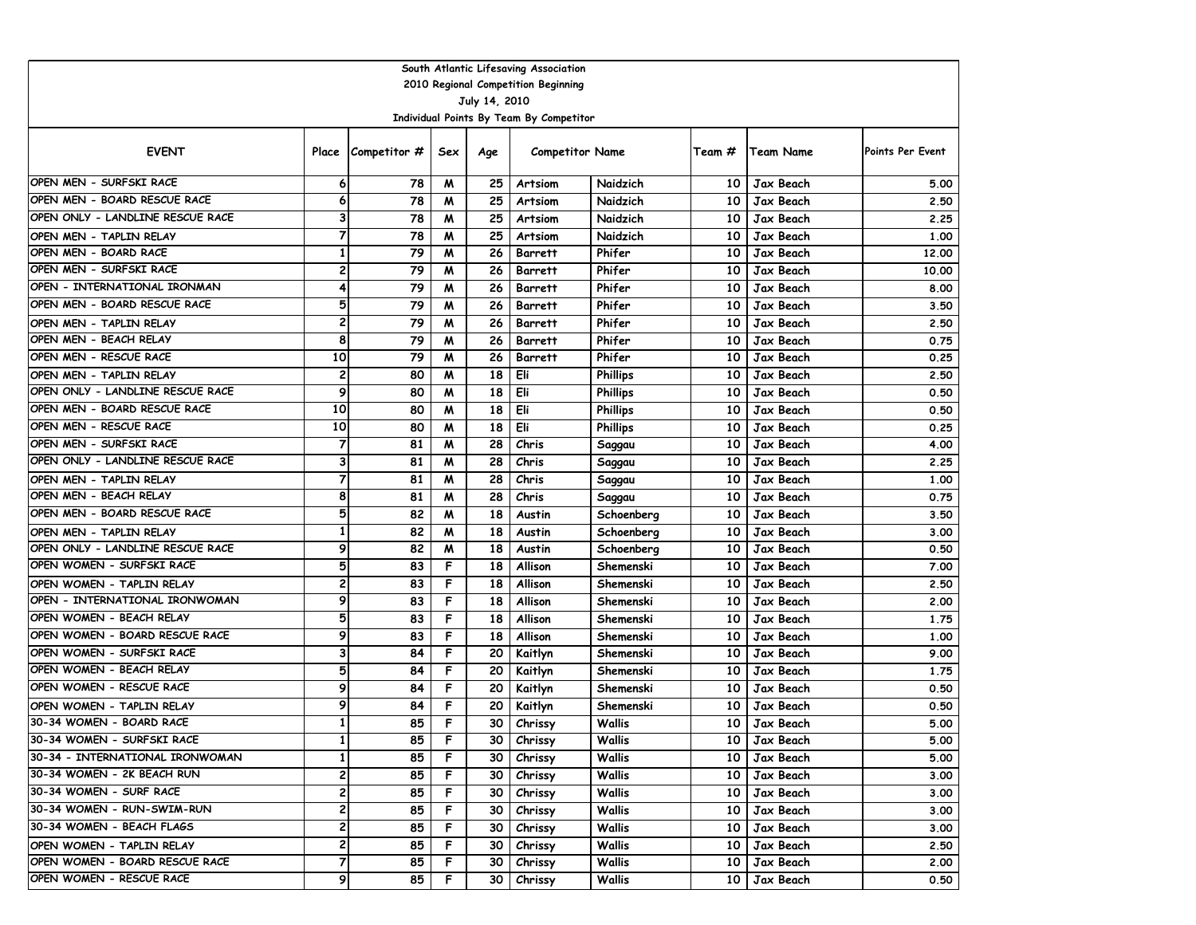South Atlantic Lifesaving Association
2010 Regional Competition Beginning
July 14, 2010
Individual Points By Team By Competitor

| EVENT | Place | Competitor # | Sex | Age | Competitor Name | | Team # | Team Name | Points Per Event |
|---|---|---|---|---|---|---|---|---|---|
| OPEN MEN - SURFSKI RACE | 6 | 78 | M | 25 | Artsiom | Naidzich | 10 | Jax Beach | 5.00 |
| OPEN MEN - BOARD RESCUE RACE | 6 | 78 | M | 25 | Artsiom | Naidzich | 10 | Jax Beach | 2.50 |
| OPEN ONLY - LANDLINE RESCUE RACE | 3 | 78 | M | 25 | Artsiom | Naidzich | 10 | Jax Beach | 2.25 |
| OPEN MEN - TAPLIN RELAY | 7 | 78 | M | 25 | Artsiom | Naidzich | 10 | Jax Beach | 1.00 |
| OPEN MEN - BOARD RACE | 1 | 79 | M | 26 | Barrett | Phifer | 10 | Jax Beach | 12.00 |
| OPEN MEN - SURFSKI RACE | 2 | 79 | M | 26 | Barrett | Phifer | 10 | Jax Beach | 10.00 |
| OPEN - INTERNATIONAL IRONMAN | 4 | 79 | M | 26 | Barrett | Phifer | 10 | Jax Beach | 8.00 |
| OPEN MEN - BOARD RESCUE RACE | 5 | 79 | M | 26 | Barrett | Phifer | 10 | Jax Beach | 3.50 |
| OPEN MEN - TAPLIN RELAY | 2 | 79 | M | 26 | Barrett | Phifer | 10 | Jax Beach | 2.50 |
| OPEN MEN - BEACH RELAY | 8 | 79 | M | 26 | Barrett | Phifer | 10 | Jax Beach | 0.75 |
| OPEN MEN - RESCUE RACE | 10 | 79 | M | 26 | Barrett | Phifer | 10 | Jax Beach | 0.25 |
| OPEN MEN - TAPLIN RELAY | 2 | 80 | M | 18 | Eli | Phillips | 10 | Jax Beach | 2.50 |
| OPEN ONLY - LANDLINE RESCUE RACE | 9 | 80 | M | 18 | Eli | Phillips | 10 | Jax Beach | 0.50 |
| OPEN MEN - BOARD RESCUE RACE | 10 | 80 | M | 18 | Eli | Phillips | 10 | Jax Beach | 0.50 |
| OPEN MEN - RESCUE RACE | 10 | 80 | M | 18 | Eli | Phillips | 10 | Jax Beach | 0.25 |
| OPEN MEN - SURFSKI RACE | 7 | 81 | M | 28 | Chris | Saggau | 10 | Jax Beach | 4.00 |
| OPEN ONLY - LANDLINE RESCUE RACE | 3 | 81 | M | 28 | Chris | Saggau | 10 | Jax Beach | 2.25 |
| OPEN MEN - TAPLIN RELAY | 7 | 81 | M | 28 | Chris | Saggau | 10 | Jax Beach | 1.00 |
| OPEN MEN - BEACH RELAY | 8 | 81 | M | 28 | Chris | Saggau | 10 | Jax Beach | 0.75 |
| OPEN MEN - BOARD RESCUE RACE | 5 | 82 | M | 18 | Austin | Schoenberg | 10 | Jax Beach | 3.50 |
| OPEN MEN - TAPLIN RELAY | 1 | 82 | M | 18 | Austin | Schoenberg | 10 | Jax Beach | 3.00 |
| OPEN ONLY - LANDLINE RESCUE RACE | 9 | 82 | M | 18 | Austin | Schoenberg | 10 | Jax Beach | 0.50 |
| OPEN WOMEN - SURFSKI RACE | 5 | 83 | F | 18 | Allison | Shemenski | 10 | Jax Beach | 7.00 |
| OPEN WOMEN - TAPLIN RELAY | 2 | 83 | F | 18 | Allison | Shemenski | 10 | Jax Beach | 2.50 |
| OPEN - INTERNATIONAL IRONWOMAN | 9 | 83 | F | 18 | Allison | Shemenski | 10 | Jax Beach | 2.00 |
| OPEN WOMEN - BEACH RELAY | 5 | 83 | F | 18 | Allison | Shemenski | 10 | Jax Beach | 1.75 |
| OPEN WOMEN - BOARD RESCUE RACE | 9 | 83 | F | 18 | Allison | Shemenski | 10 | Jax Beach | 1.00 |
| OPEN WOMEN - SURFSKI RACE | 3 | 84 | F | 20 | Kaitlyn | Shemenski | 10 | Jax Beach | 9.00 |
| OPEN WOMEN - BEACH RELAY | 5 | 84 | F | 20 | Kaitlyn | Shemenski | 10 | Jax Beach | 1.75 |
| OPEN WOMEN - RESCUE RACE | 9 | 84 | F | 20 | Kaitlyn | Shemenski | 10 | Jax Beach | 0.50 |
| OPEN WOMEN - TAPLIN RELAY | 9 | 84 | F | 20 | Kaitlyn | Shemenski | 10 | Jax Beach | 0.50 |
| 30-34 WOMEN - BOARD RACE | 1 | 85 | F | 30 | Chrissy | Wallis | 10 | Jax Beach | 5.00 |
| 30-34 WOMEN - SURFSKI RACE | 1 | 85 | F | 30 | Chrissy | Wallis | 10 | Jax Beach | 5.00 |
| 30-34 - INTERNATIONAL IRONWOMAN | 1 | 85 | F | 30 | Chrissy | Wallis | 10 | Jax Beach | 5.00 |
| 30-34 WOMEN - 2K BEACH RUN | 2 | 85 | F | 30 | Chrissy | Wallis | 10 | Jax Beach | 3.00 |
| 30-34 WOMEN - SURF RACE | 2 | 85 | F | 30 | Chrissy | Wallis | 10 | Jax Beach | 3.00 |
| 30-34 WOMEN - RUN-SWIM-RUN | 2 | 85 | F | 30 | Chrissy | Wallis | 10 | Jax Beach | 3.00 |
| 30-34 WOMEN - BEACH FLAGS | 2 | 85 | F | 30 | Chrissy | Wallis | 10 | Jax Beach | 3.00 |
| OPEN WOMEN - TAPLIN RELAY | 2 | 85 | F | 30 | Chrissy | Wallis | 10 | Jax Beach | 2.50 |
| OPEN WOMEN - BOARD RESCUE RACE | 7 | 85 | F | 30 | Chrissy | Wallis | 10 | Jax Beach | 2.00 |
| OPEN WOMEN - RESCUE RACE | 9 | 85 | F | 30 | Chrissy | Wallis | 10 | Jax Beach | 0.50 |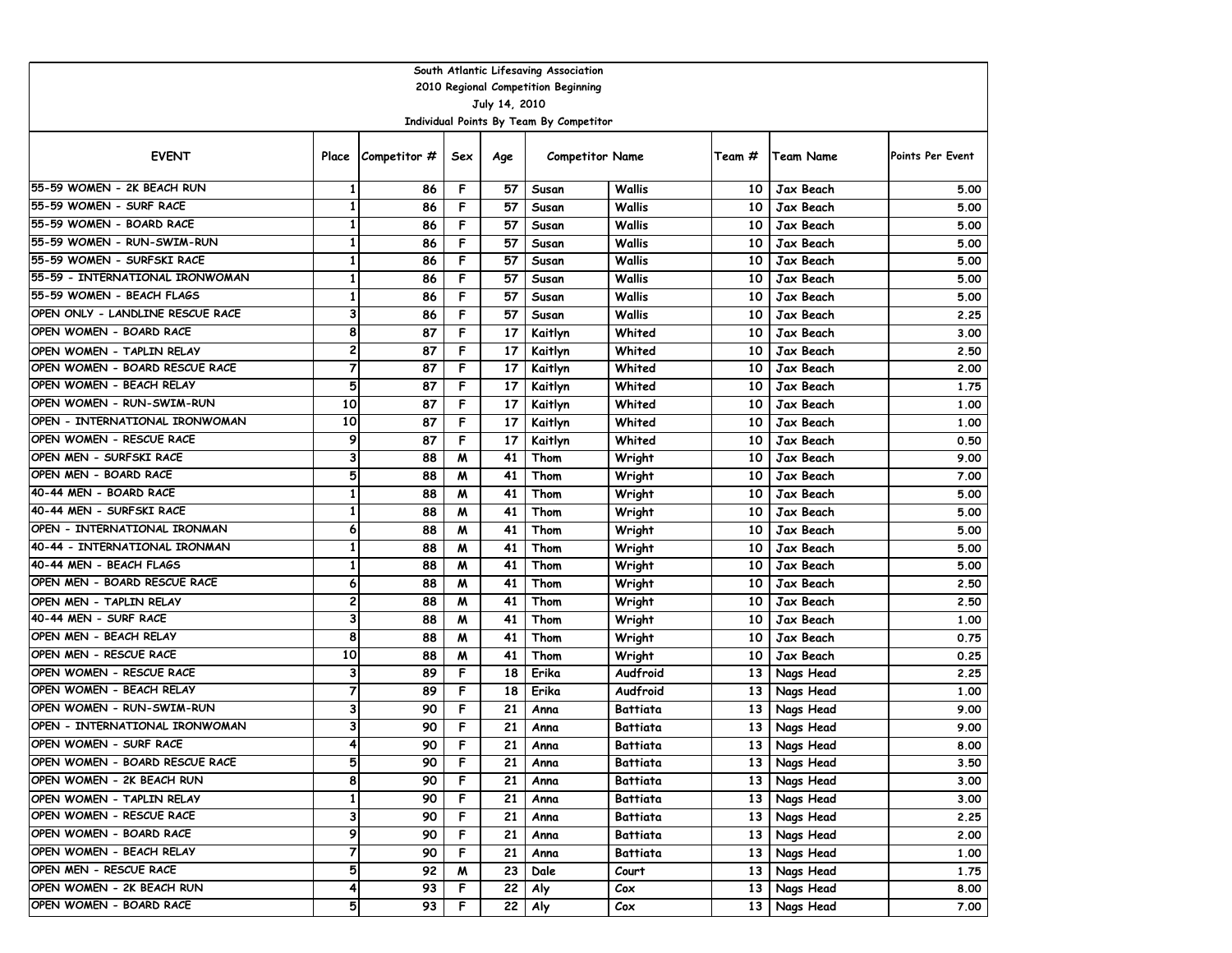South Atlantic Lifesaving Association
2010 Regional Competition Beginning
July 14, 2010
Individual Points By Team By Competitor

| EVENT | Place | Competitor # | Sex | Age | Competitor Name | | Team # | Team Name | Points Per Event |
|---|---|---|---|---|---|---|---|---|---|
| 55-59 WOMEN - 2K BEACH RUN | 1 | 86 | F | 57 | Susan | Wallis | 10 | Jax Beach | 5.00 |
| 55-59 WOMEN - SURF RACE | 1 | 86 | F | 57 | Susan | Wallis | 10 | Jax Beach | 5.00 |
| 55-59 WOMEN - BOARD RACE | 1 | 86 | F | 57 | Susan | Wallis | 10 | Jax Beach | 5.00 |
| 55-59 WOMEN - RUN-SWIM-RUN | 1 | 86 | F | 57 | Susan | Wallis | 10 | Jax Beach | 5.00 |
| 55-59 WOMEN - SURFSKI RACE | 1 | 86 | F | 57 | Susan | Wallis | 10 | Jax Beach | 5.00 |
| 55-59 - INTERNATIONAL IRONWOMAN | 1 | 86 | F | 57 | Susan | Wallis | 10 | Jax Beach | 5.00 |
| 55-59 WOMEN - BEACH FLAGS | 1 | 86 | F | 57 | Susan | Wallis | 10 | Jax Beach | 5.00 |
| OPEN ONLY - LANDLINE RESCUE RACE | 3 | 86 | F | 57 | Susan | Wallis | 10 | Jax Beach | 2.25 |
| OPEN WOMEN - BOARD RACE | 8 | 87 | F | 17 | Kaitlyn | Whited | 10 | Jax Beach | 3.00 |
| OPEN WOMEN - TAPLIN RELAY | 2 | 87 | F | 17 | Kaitlyn | Whited | 10 | Jax Beach | 2.50 |
| OPEN WOMEN - BOARD RESCUE RACE | 7 | 87 | F | 17 | Kaitlyn | Whited | 10 | Jax Beach | 2.00 |
| OPEN WOMEN - BEACH RELAY | 5 | 87 | F | 17 | Kaitlyn | Whited | 10 | Jax Beach | 1.75 |
| OPEN WOMEN - RUN-SWIM-RUN | 10 | 87 | F | 17 | Kaitlyn | Whited | 10 | Jax Beach | 1.00 |
| OPEN - INTERNATIONAL IRONWOMAN | 10 | 87 | F | 17 | Kaitlyn | Whited | 10 | Jax Beach | 1.00 |
| OPEN WOMEN - RESCUE RACE | 9 | 87 | F | 17 | Kaitlyn | Whited | 10 | Jax Beach | 0.50 |
| OPEN MEN - SURFSKI RACE | 3 | 88 | M | 41 | Thom | Wright | 10 | Jax Beach | 9.00 |
| OPEN MEN - BOARD RACE | 5 | 88 | M | 41 | Thom | Wright | 10 | Jax Beach | 7.00 |
| 40-44 MEN - BOARD RACE | 1 | 88 | M | 41 | Thom | Wright | 10 | Jax Beach | 5.00 |
| 40-44 MEN - SURFSKI RACE | 1 | 88 | M | 41 | Thom | Wright | 10 | Jax Beach | 5.00 |
| OPEN - INTERNATIONAL IRONMAN | 6 | 88 | M | 41 | Thom | Wright | 10 | Jax Beach | 5.00 |
| 40-44 - INTERNATIONAL IRONMAN | 1 | 88 | M | 41 | Thom | Wright | 10 | Jax Beach | 5.00 |
| 40-44 MEN - BEACH FLAGS | 1 | 88 | M | 41 | Thom | Wright | 10 | Jax Beach | 5.00 |
| OPEN MEN - BOARD RESCUE RACE | 6 | 88 | M | 41 | Thom | Wright | 10 | Jax Beach | 2.50 |
| OPEN MEN - TAPLIN RELAY | 2 | 88 | M | 41 | Thom | Wright | 10 | Jax Beach | 2.50 |
| 40-44 MEN - SURF RACE | 3 | 88 | M | 41 | Thom | Wright | 10 | Jax Beach | 1.00 |
| OPEN MEN - BEACH RELAY | 8 | 88 | M | 41 | Thom | Wright | 10 | Jax Beach | 0.75 |
| OPEN MEN - RESCUE RACE | 10 | 88 | M | 41 | Thom | Wright | 10 | Jax Beach | 0.25 |
| OPEN WOMEN - RESCUE RACE | 3 | 89 | F | 18 | Erika | Audfroid | 13 | Nags Head | 2.25 |
| OPEN WOMEN - BEACH RELAY | 7 | 89 | F | 18 | Erika | Audfroid | 13 | Nags Head | 1.00 |
| OPEN WOMEN - RUN-SWIM-RUN | 3 | 90 | F | 21 | Anna | Battiata | 13 | Nags Head | 9.00 |
| OPEN - INTERNATIONAL IRONWOMAN | 3 | 90 | F | 21 | Anna | Battiata | 13 | Nags Head | 9.00 |
| OPEN WOMEN - SURF RACE | 4 | 90 | F | 21 | Anna | Battiata | 13 | Nags Head | 8.00 |
| OPEN WOMEN - BOARD RESCUE RACE | 5 | 90 | F | 21 | Anna | Battiata | 13 | Nags Head | 3.50 |
| OPEN WOMEN - 2K BEACH RUN | 8 | 90 | F | 21 | Anna | Battiata | 13 | Nags Head | 3.00 |
| OPEN WOMEN - TAPLIN RELAY | 1 | 90 | F | 21 | Anna | Battiata | 13 | Nags Head | 3.00 |
| OPEN WOMEN - RESCUE RACE | 3 | 90 | F | 21 | Anna | Battiata | 13 | Nags Head | 2.25 |
| OPEN WOMEN - BOARD RACE | 9 | 90 | F | 21 | Anna | Battiata | 13 | Nags Head | 2.00 |
| OPEN WOMEN - BEACH RELAY | 7 | 90 | F | 21 | Anna | Battiata | 13 | Nags Head | 1.00 |
| OPEN MEN - RESCUE RACE | 5 | 92 | M | 23 | Dale | Court | 13 | Nags Head | 1.75 |
| OPEN WOMEN - 2K BEACH RUN | 4 | 93 | F | 22 | Aly | Cox | 13 | Nags Head | 8.00 |
| OPEN WOMEN - BOARD RACE | 5 | 93 | F | 22 | Aly | Cox | 13 | Nags Head | 7.00 |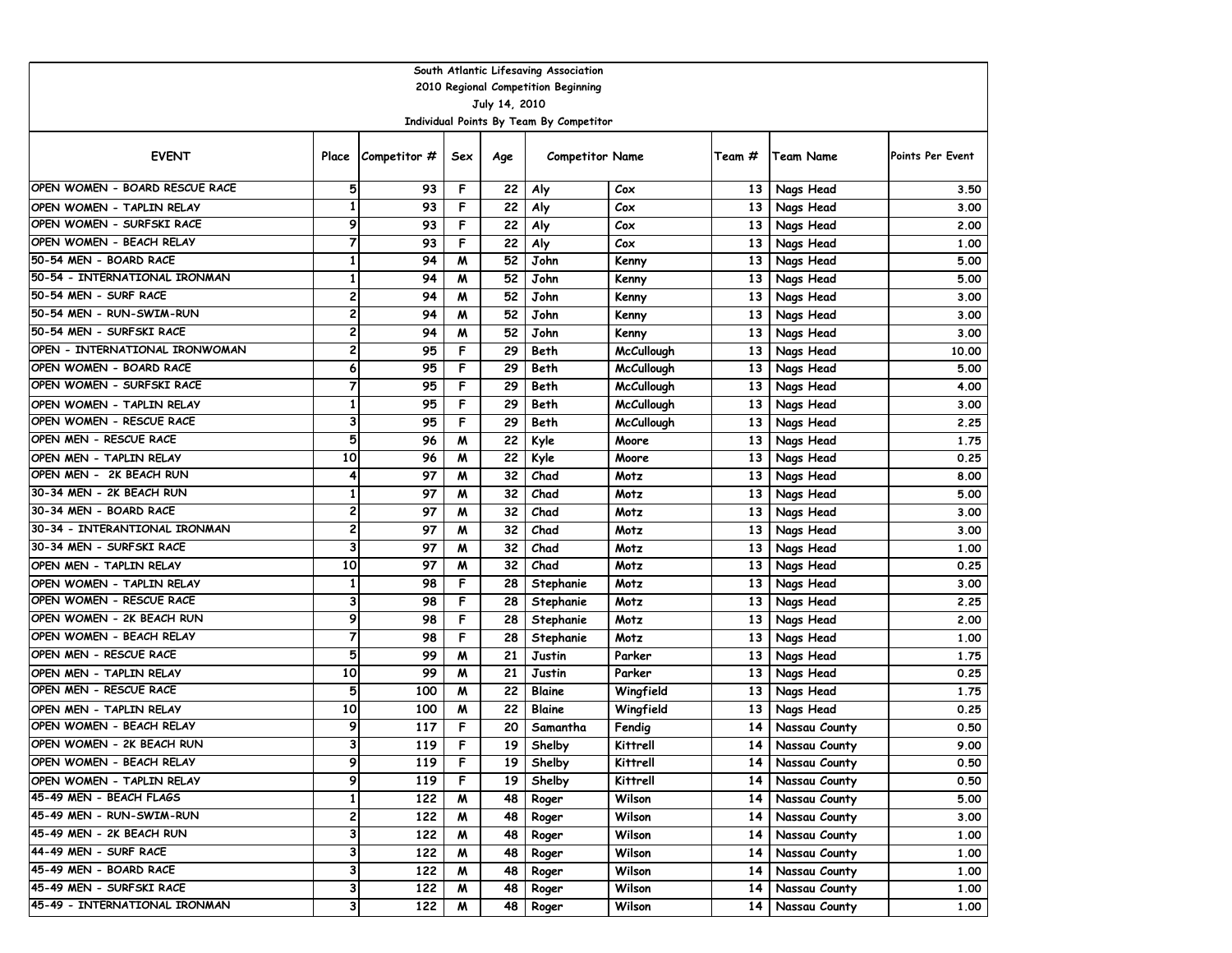South Atlantic Lifesaving Association
2010 Regional Competition Beginning
July 14, 2010
Individual Points By Team By Competitor

| EVENT | Place | Competitor # | Sex | Age | Competitor Name | | Team # | Team Name | Points Per Event |
|---|---|---|---|---|---|---|---|---|---|
| OPEN WOMEN - BOARD RESCUE RACE | 5 | 93 | F | 22 | Aly | Cox | 13 | Nags Head | 3.50 |
| OPEN WOMEN - TAPLIN RELAY | 1 | 93 | F | 22 | Aly | Cox | 13 | Nags Head | 3.00 |
| OPEN WOMEN - SURFSKI RACE | 9 | 93 | F | 22 | Aly | Cox | 13 | Nags Head | 2.00 |
| OPEN WOMEN - BEACH RELAY | 7 | 93 | F | 22 | Aly | Cox | 13 | Nags Head | 1.00 |
| 50-54 MEN - BOARD RACE | 1 | 94 | M | 52 | John | Kenny | 13 | Nags Head | 5.00 |
| 50-54 - INTERNATIONAL IRONMAN | 1 | 94 | M | 52 | John | Kenny | 13 | Nags Head | 5.00 |
| 50-54 MEN - SURF RACE | 2 | 94 | M | 52 | John | Kenny | 13 | Nags Head | 3.00 |
| 50-54 MEN - RUN-SWIM-RUN | 2 | 94 | M | 52 | John | Kenny | 13 | Nags Head | 3.00 |
| 50-54 MEN - SURFSKI RACE | 2 | 94 | M | 52 | John | Kenny | 13 | Nags Head | 3.00 |
| OPEN - INTERNATIONAL IRONWOMAN | 2 | 95 | F | 29 | Beth | McCullough | 13 | Nags Head | 10.00 |
| OPEN WOMEN - BOARD RACE | 6 | 95 | F | 29 | Beth | McCullough | 13 | Nags Head | 5.00 |
| OPEN WOMEN - SURFSKI RACE | 7 | 95 | F | 29 | Beth | McCullough | 13 | Nags Head | 4.00 |
| OPEN WOMEN - TAPLIN RELAY | 1 | 95 | F | 29 | Beth | McCullough | 13 | Nags Head | 3.00 |
| OPEN WOMEN - RESCUE RACE | 3 | 95 | F | 29 | Beth | McCullough | 13 | Nags Head | 2.25 |
| OPEN MEN - RESCUE RACE | 5 | 96 | M | 22 | Kyle | Moore | 13 | Nags Head | 1.75 |
| OPEN MEN - TAPLIN RELAY | 10 | 96 | M | 22 | Kyle | Moore | 13 | Nags Head | 0.25 |
| OPEN MEN - 2K BEACH RUN | 4 | 97 | M | 32 | Chad | Motz | 13 | Nags Head | 8.00 |
| 30-34 MEN - 2K BEACH RUN | 1 | 97 | M | 32 | Chad | Motz | 13 | Nags Head | 5.00 |
| 30-34 MEN - BOARD RACE | 2 | 97 | M | 32 | Chad | Motz | 13 | Nags Head | 3.00 |
| 30-34 - INTERANTIONAL IRONMAN | 2 | 97 | M | 32 | Chad | Motz | 13 | Nags Head | 3.00 |
| 30-34 MEN - SURFSKI RACE | 3 | 97 | M | 32 | Chad | Motz | 13 | Nags Head | 1.00 |
| OPEN MEN - TAPLIN RELAY | 10 | 97 | M | 32 | Chad | Motz | 13 | Nags Head | 0.25 |
| OPEN WOMEN - TAPLIN RELAY | 1 | 98 | F | 28 | Stephanie | Motz | 13 | Nags Head | 3.00 |
| OPEN WOMEN - RESCUE RACE | 3 | 98 | F | 28 | Stephanie | Motz | 13 | Nags Head | 2.25 |
| OPEN WOMEN - 2K BEACH RUN | 9 | 98 | F | 28 | Stephanie | Motz | 13 | Nags Head | 2.00 |
| OPEN WOMEN - BEACH RELAY | 7 | 98 | F | 28 | Stephanie | Motz | 13 | Nags Head | 1.00 |
| OPEN MEN - RESCUE RACE | 5 | 99 | M | 21 | Justin | Parker | 13 | Nags Head | 1.75 |
| OPEN MEN - TAPLIN RELAY | 10 | 99 | M | 21 | Justin | Parker | 13 | Nags Head | 0.25 |
| OPEN MEN - RESCUE RACE | 5 | 100 | M | 22 | Blaine | Wingfield | 13 | Nags Head | 1.75 |
| OPEN MEN - TAPLIN RELAY | 10 | 100 | M | 22 | Blaine | Wingfield | 13 | Nags Head | 0.25 |
| OPEN WOMEN - BEACH RELAY | 9 | 117 | F | 20 | Samantha | Fendig | 14 | Nassau County | 0.50 |
| OPEN WOMEN - 2K BEACH RUN | 3 | 119 | F | 19 | Shelby | Kittrell | 14 | Nassau County | 9.00 |
| OPEN WOMEN - BEACH RELAY | 9 | 119 | F | 19 | Shelby | Kittrell | 14 | Nassau County | 0.50 |
| OPEN WOMEN - TAPLIN RELAY | 9 | 119 | F | 19 | Shelby | Kittrell | 14 | Nassau County | 0.50 |
| 45-49 MEN - BEACH FLAGS | 1 | 122 | M | 48 | Roger | Wilson | 14 | Nassau County | 5.00 |
| 45-49 MEN - RUN-SWIM-RUN | 2 | 122 | M | 48 | Roger | Wilson | 14 | Nassau County | 3.00 |
| 45-49 MEN - 2K BEACH RUN | 3 | 122 | M | 48 | Roger | Wilson | 14 | Nassau County | 1.00 |
| 44-49 MEN - SURF RACE | 3 | 122 | M | 48 | Roger | Wilson | 14 | Nassau County | 1.00 |
| 45-49 MEN - BOARD RACE | 3 | 122 | M | 48 | Roger | Wilson | 14 | Nassau County | 1.00 |
| 45-49 MEN - SURFSKI RACE | 3 | 122 | M | 48 | Roger | Wilson | 14 | Nassau County | 1.00 |
| 45-49 - INTERNATIONAL IRONMAN | 3 | 122 | M | 48 | Roger | Wilson | 14 | Nassau County | 1.00 |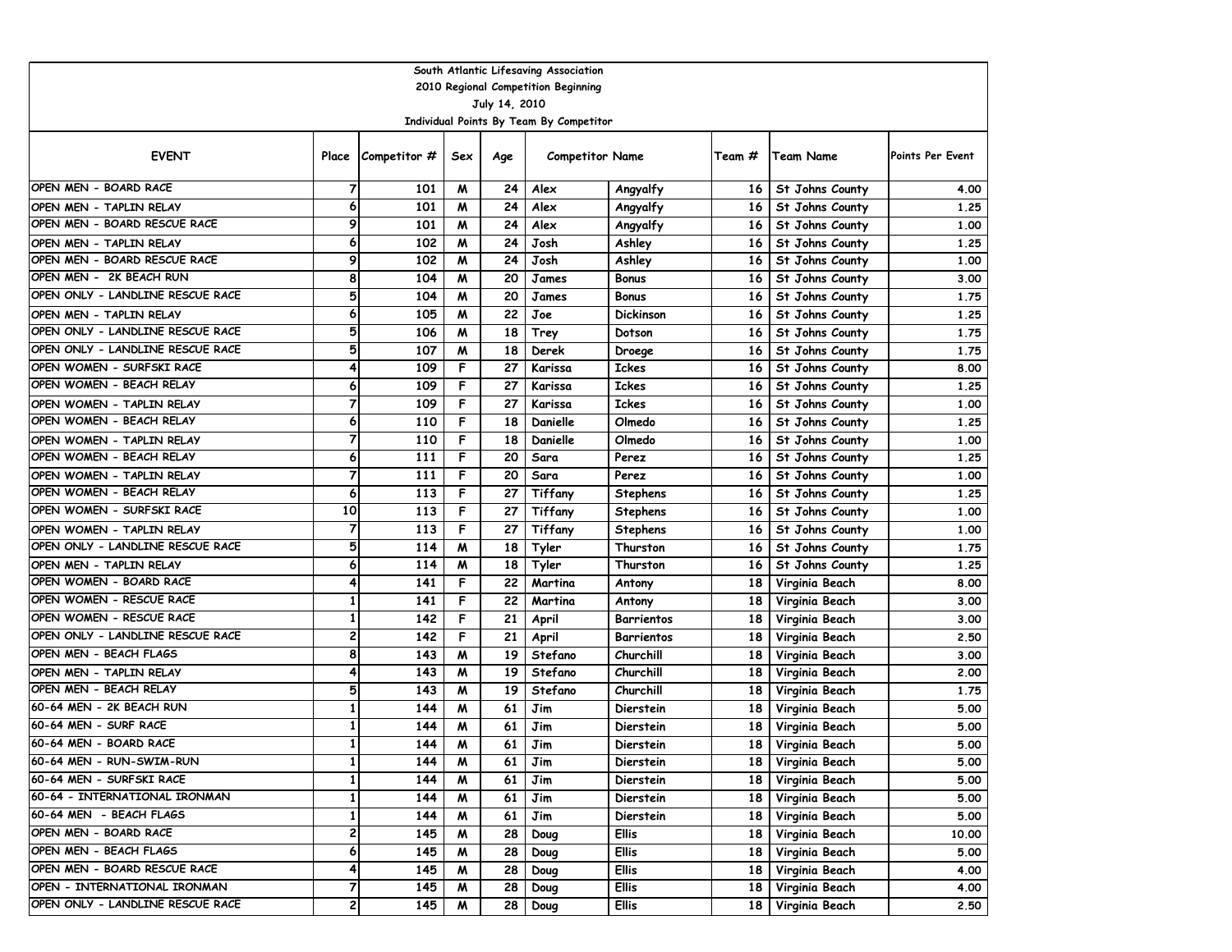South Atlantic Lifesaving Association
2010 Regional Competition Beginning
July 14, 2010
Individual Points By Team By Competitor

| EVENT | Place | Competitor # | Sex | Age | Competitor Name | | Team # | Team Name | Points Per Event |
|---|---|---|---|---|---|---|---|---|---|
| OPEN MEN - BOARD RACE | 7 | 101 | M | 24 | Alex | Angyalfy | 16 | St Johns County | 4.00 |
| OPEN MEN - TAPLIN RELAY | 6 | 101 | M | 24 | Alex | Angyalfy | 16 | St Johns County | 1.25 |
| OPEN MEN - BOARD RESCUE RACE | 9 | 101 | M | 24 | Alex | Angyalfy | 16 | St Johns County | 1.00 |
| OPEN MEN - TAPLIN RELAY | 6 | 102 | M | 24 | Josh | Ashley | 16 | St Johns County | 1.25 |
| OPEN MEN - BOARD RESCUE RACE | 9 | 102 | M | 24 | Josh | Ashley | 16 | St Johns County | 1.00 |
| OPEN MEN - 2K BEACH RUN | 8 | 104 | M | 20 | James | Bonus | 16 | St Johns County | 3.00 |
| OPEN ONLY - LANDLINE RESCUE RACE | 5 | 104 | M | 20 | James | Bonus | 16 | St Johns County | 1.75 |
| OPEN MEN - TAPLIN RELAY | 6 | 105 | M | 22 | Joe | Dickinson | 16 | St Johns County | 1.25 |
| OPEN ONLY - LANDLINE RESCUE RACE | 5 | 106 | M | 18 | Trey | Dotson | 16 | St Johns County | 1.75 |
| OPEN ONLY - LANDLINE RESCUE RACE | 5 | 107 | M | 18 | Derek | Droege | 16 | St Johns County | 1.75 |
| OPEN WOMEN - SURFSKI RACE | 4 | 109 | F | 27 | Karissa | Ickes | 16 | St Johns County | 8.00 |
| OPEN WOMEN - BEACH RELAY | 6 | 109 | F | 27 | Karissa | Ickes | 16 | St Johns County | 1.25 |
| OPEN WOMEN - TAPLIN RELAY | 7 | 109 | F | 27 | Karissa | Ickes | 16 | St Johns County | 1.00 |
| OPEN WOMEN - BEACH RELAY | 6 | 110 | F | 18 | Danielle | Olmedo | 16 | St Johns County | 1.25 |
| OPEN WOMEN - TAPLIN RELAY | 7 | 110 | F | 18 | Danielle | Olmedo | 16 | St Johns County | 1.00 |
| OPEN WOMEN - BEACH RELAY | 6 | 111 | F | 20 | Sara | Perez | 16 | St Johns County | 1.25 |
| OPEN WOMEN - TAPLIN RELAY | 7 | 111 | F | 20 | Sara | Perez | 16 | St Johns County | 1.00 |
| OPEN WOMEN - BEACH RELAY | 6 | 113 | F | 27 | Tiffany | Stephens | 16 | St Johns County | 1.25 |
| OPEN WOMEN - SURFSKI RACE | 10 | 113 | F | 27 | Tiffany | Stephens | 16 | St Johns County | 1.00 |
| OPEN WOMEN - TAPLIN RELAY | 7 | 113 | F | 27 | Tiffany | Stephens | 16 | St Johns County | 1.00 |
| OPEN ONLY - LANDLINE RESCUE RACE | 5 | 114 | M | 18 | Tyler | Thurston | 16 | St Johns County | 1.75 |
| OPEN MEN - TAPLIN RELAY | 6 | 114 | M | 18 | Tyler | Thurston | 16 | St Johns County | 1.25 |
| OPEN WOMEN - BOARD RACE | 4 | 141 | F | 22 | Martina | Antony | 18 | Virginia Beach | 8.00 |
| OPEN WOMEN - RESCUE RACE | 1 | 141 | F | 22 | Martina | Antony | 18 | Virginia Beach | 3.00 |
| OPEN WOMEN - RESCUE RACE | 1 | 142 | F | 21 | April | Barrientos | 18 | Virginia Beach | 3.00 |
| OPEN ONLY - LANDLINE RESCUE RACE | 2 | 142 | F | 21 | April | Barrientos | 18 | Virginia Beach | 2.50 |
| OPEN MEN - BEACH FLAGS | 8 | 143 | M | 19 | Stefano | Churchill | 18 | Virginia Beach | 3.00 |
| OPEN MEN - TAPLIN RELAY | 4 | 143 | M | 19 | Stefano | Churchill | 18 | Virginia Beach | 2.00 |
| OPEN MEN - BEACH RELAY | 5 | 143 | M | 19 | Stefano | Churchill | 18 | Virginia Beach | 1.75 |
| 60-64 MEN - 2K BEACH RUN | 1 | 144 | M | 61 | Jim | Dierstein | 18 | Virginia Beach | 5.00 |
| 60-64 MEN - SURF RACE | 1 | 144 | M | 61 | Jim | Dierstein | 18 | Virginia Beach | 5.00 |
| 60-64 MEN - BOARD RACE | 1 | 144 | M | 61 | Jim | Dierstein | 18 | Virginia Beach | 5.00 |
| 60-64 MEN - RUN-SWIM-RUN | 1 | 144 | M | 61 | Jim | Dierstein | 18 | Virginia Beach | 5.00 |
| 60-64 MEN - SURFSKI RACE | 1 | 144 | M | 61 | Jim | Dierstein | 18 | Virginia Beach | 5.00 |
| 60-64 - INTERNATIONAL IRONMAN | 1 | 144 | M | 61 | Jim | Dierstein | 18 | Virginia Beach | 5.00 |
| 60-64 MEN - BEACH FLAGS | 1 | 144 | M | 61 | Jim | Dierstein | 18 | Virginia Beach | 5.00 |
| OPEN MEN - BOARD RACE | 2 | 145 | M | 28 | Doug | Ellis | 18 | Virginia Beach | 10.00 |
| OPEN MEN - BEACH FLAGS | 6 | 145 | M | 28 | Doug | Ellis | 18 | Virginia Beach | 5.00 |
| OPEN MEN - BOARD RESCUE RACE | 4 | 145 | M | 28 | Doug | Ellis | 18 | Virginia Beach | 4.00 |
| OPEN - INTERNATIONAL IRONMAN | 7 | 145 | M | 28 | Doug | Ellis | 18 | Virginia Beach | 4.00 |
| OPEN ONLY - LANDLINE RESCUE RACE | 2 | 145 | M | 28 | Doug | Ellis | 18 | Virginia Beach | 2.50 |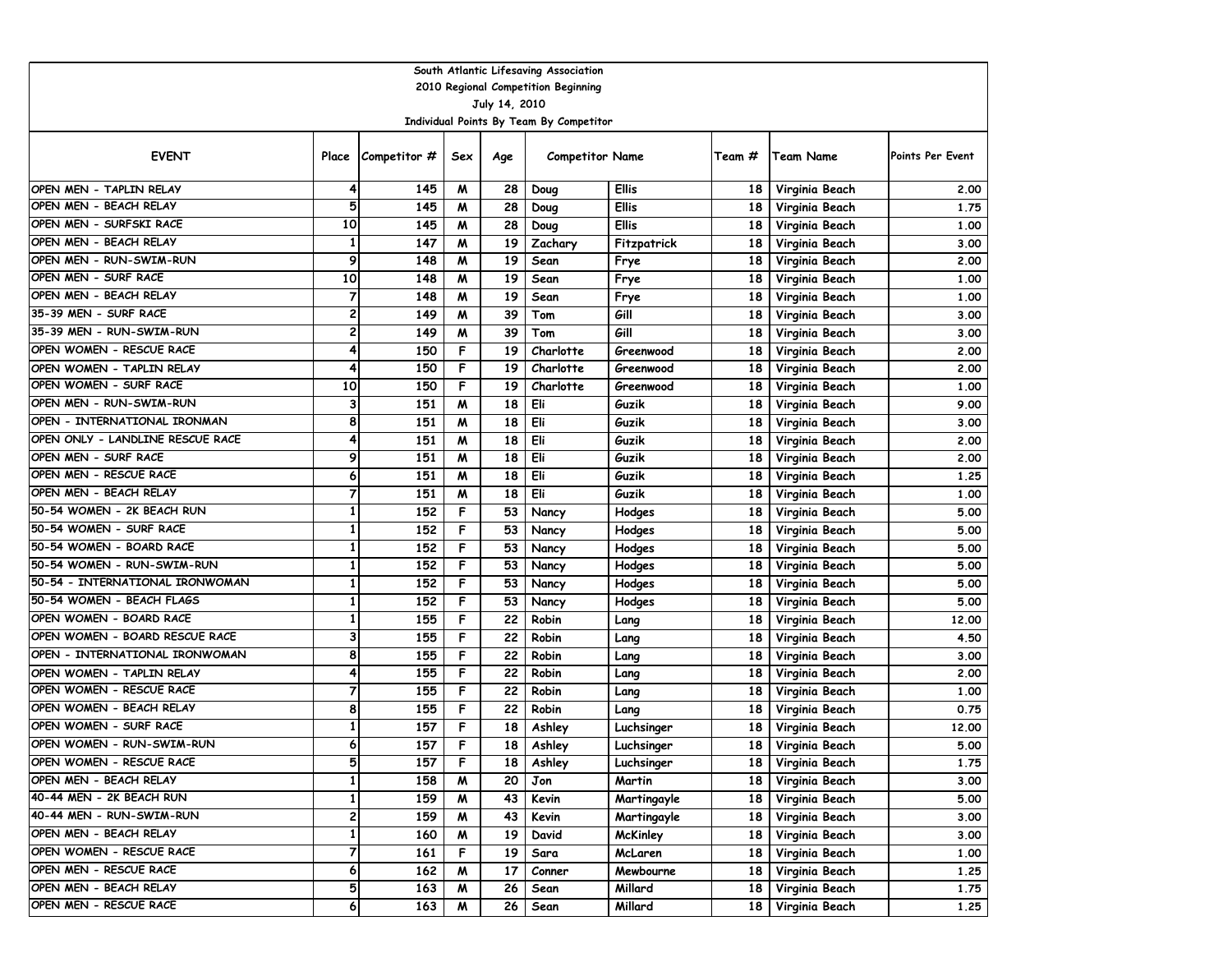South Atlantic Lifesaving Association

2010 Regional Competition Beginning

July 14, 2010

Individual Points By Team By Competitor

| EVENT | Place | Competitor # | Sex | Age | Competitor Name | | Team # | Team Name | Points Per Event |
|---|---|---|---|---|---|---|---|---|---|
| OPEN MEN - TAPLIN RELAY | 4 | 145 | M | 28 | Doug | Ellis | 18 | Virginia Beach | 2.00 |
| OPEN MEN - BEACH RELAY | 5 | 145 | M | 28 | Doug | Ellis | 18 | Virginia Beach | 1.75 |
| OPEN MEN - SURFSKI RACE | 10 | 145 | M | 28 | Doug | Ellis | 18 | Virginia Beach | 1.00 |
| OPEN MEN - BEACH RELAY | 1 | 147 | M | 19 | Zachary | Fitzpatrick | 18 | Virginia Beach | 3.00 |
| OPEN MEN - RUN-SWIM-RUN | 9 | 148 | M | 19 | Sean | Frye | 18 | Virginia Beach | 2.00 |
| OPEN MEN - SURF RACE | 10 | 148 | M | 19 | Sean | Frye | 18 | Virginia Beach | 1.00 |
| OPEN MEN - BEACH RELAY | 7 | 148 | M | 19 | Sean | Frye | 18 | Virginia Beach | 1.00 |
| 35-39 MEN - SURF RACE | 2 | 149 | M | 39 | Tom | Gill | 18 | Virginia Beach | 3.00 |
| 35-39 MEN - RUN-SWIM-RUN | 2 | 149 | M | 39 | Tom | Gill | 18 | Virginia Beach | 3.00 |
| OPEN WOMEN - RESCUE RACE | 4 | 150 | F | 19 | Charlotte | Greenwood | 18 | Virginia Beach | 2.00 |
| OPEN WOMEN - TAPLIN RELAY | 4 | 150 | F | 19 | Charlotte | Greenwood | 18 | Virginia Beach | 2.00 |
| OPEN WOMEN - SURF RACE | 10 | 150 | F | 19 | Charlotte | Greenwood | 18 | Virginia Beach | 1.00 |
| OPEN MEN - RUN-SWIM-RUN | 3 | 151 | M | 18 | Eli | Guzik | 18 | Virginia Beach | 9.00 |
| OPEN - INTERNATIONAL IRONMAN | 8 | 151 | M | 18 | Eli | Guzik | 18 | Virginia Beach | 3.00 |
| OPEN ONLY - LANDLINE RESCUE RACE | 4 | 151 | M | 18 | Eli | Guzik | 18 | Virginia Beach | 2.00 |
| OPEN MEN - SURF RACE | 9 | 151 | M | 18 | Eli | Guzik | 18 | Virginia Beach | 2.00 |
| OPEN MEN - RESCUE RACE | 6 | 151 | M | 18 | Eli | Guzik | 18 | Virginia Beach | 1.25 |
| OPEN MEN - BEACH RELAY | 7 | 151 | M | 18 | Eli | Guzik | 18 | Virginia Beach | 1.00 |
| 50-54 WOMEN - 2K BEACH RUN | 1 | 152 | F | 53 | Nancy | Hodges | 18 | Virginia Beach | 5.00 |
| 50-54 WOMEN - SURF RACE | 1 | 152 | F | 53 | Nancy | Hodges | 18 | Virginia Beach | 5.00 |
| 50-54 WOMEN - BOARD RACE | 1 | 152 | F | 53 | Nancy | Hodges | 18 | Virginia Beach | 5.00 |
| 50-54 WOMEN - RUN-SWIM-RUN | 1 | 152 | F | 53 | Nancy | Hodges | 18 | Virginia Beach | 5.00 |
| 50-54 - INTERNATIONAL IRONWOMAN | 1 | 152 | F | 53 | Nancy | Hodges | 18 | Virginia Beach | 5.00 |
| 50-54 WOMEN - BEACH FLAGS | 1 | 152 | F | 53 | Nancy | Hodges | 18 | Virginia Beach | 5.00 |
| OPEN WOMEN - BOARD RACE | 1 | 155 | F | 22 | Robin | Lang | 18 | Virginia Beach | 12.00 |
| OPEN WOMEN - BOARD RESCUE RACE | 3 | 155 | F | 22 | Robin | Lang | 18 | Virginia Beach | 4.50 |
| OPEN - INTERNATIONAL IRONWOMAN | 8 | 155 | F | 22 | Robin | Lang | 18 | Virginia Beach | 3.00 |
| OPEN WOMEN - TAPLIN RELAY | 4 | 155 | F | 22 | Robin | Lang | 18 | Virginia Beach | 2.00 |
| OPEN WOMEN - RESCUE RACE | 7 | 155 | F | 22 | Robin | Lang | 18 | Virginia Beach | 1.00 |
| OPEN WOMEN - BEACH RELAY | 8 | 155 | F | 22 | Robin | Lang | 18 | Virginia Beach | 0.75 |
| OPEN WOMEN - SURF RACE | 1 | 157 | F | 18 | Ashley | Luchsinger | 18 | Virginia Beach | 12.00 |
| OPEN WOMEN - RUN-SWIM-RUN | 6 | 157 | F | 18 | Ashley | Luchsinger | 18 | Virginia Beach | 5.00 |
| OPEN WOMEN - RESCUE RACE | 5 | 157 | F | 18 | Ashley | Luchsinger | 18 | Virginia Beach | 1.75 |
| OPEN MEN - BEACH RELAY | 1 | 158 | M | 20 | Jon | Martin | 18 | Virginia Beach | 3.00 |
| 40-44 MEN - 2K BEACH RUN | 1 | 159 | M | 43 | Kevin | Martingayle | 18 | Virginia Beach | 5.00 |
| 40-44 MEN - RUN-SWIM-RUN | 2 | 159 | M | 43 | Kevin | Martingayle | 18 | Virginia Beach | 3.00 |
| OPEN MEN - BEACH RELAY | 1 | 160 | M | 19 | David | McKinley | 18 | Virginia Beach | 3.00 |
| OPEN WOMEN - RESCUE RACE | 7 | 161 | F | 19 | Sara | McLaren | 18 | Virginia Beach | 1.00 |
| OPEN MEN - RESCUE RACE | 6 | 162 | M | 17 | Conner | Mewbourne | 18 | Virginia Beach | 1.25 |
| OPEN MEN - BEACH RELAY | 5 | 163 | M | 26 | Sean | Millard | 18 | Virginia Beach | 1.75 |
| OPEN MEN - RESCUE RACE | 6 | 163 | M | 26 | Sean | Millard | 18 | Virginia Beach | 1.25 |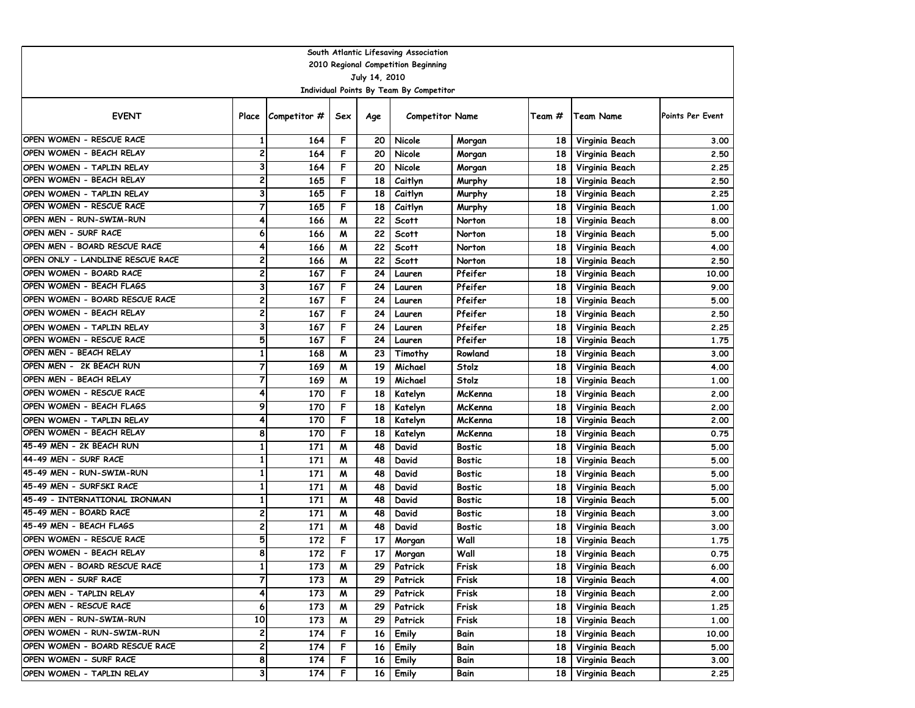South Atlantic Lifesaving Association

2010 Regional Competition Beginning

July 14, 2010

Individual Points By Team By Competitor

| EVENT | Place | Competitor # | Sex | Age | Competitor Name | | Team # | Team Name | Points Per Event |
|---|---|---|---|---|---|---|---|---|---|
| OPEN WOMEN - RESCUE RACE | 1 | 164 | F | 20 | Nicole | Morgan | 18 | Virginia Beach | 3.00 |
| OPEN WOMEN - BEACH RELAY | 2 | 164 | F | 20 | Nicole | Morgan | 18 | Virginia Beach | 2.50 |
| OPEN WOMEN - TAPLIN RELAY | 3 | 164 | F | 20 | Nicole | Morgan | 18 | Virginia Beach | 2.25 |
| OPEN WOMEN - BEACH RELAY | 2 | 165 | F | 18 | Caitlyn | Murphy | 18 | Virginia Beach | 2.50 |
| OPEN WOMEN - TAPLIN RELAY | 3 | 165 | F | 18 | Caitlyn | Murphy | 18 | Virginia Beach | 2.25 |
| OPEN WOMEN - RESCUE RACE | 7 | 165 | F | 18 | Caitlyn | Murphy | 18 | Virginia Beach | 1.00 |
| OPEN MEN - RUN-SWIM-RUN | 4 | 166 | M | 22 | Scott | Norton | 18 | Virginia Beach | 8.00 |
| OPEN MEN - SURF RACE | 6 | 166 | M | 22 | Scott | Norton | 18 | Virginia Beach | 5.00 |
| OPEN MEN - BOARD RESCUE RACE | 4 | 166 | M | 22 | Scott | Norton | 18 | Virginia Beach | 4.00 |
| OPEN ONLY - LANDLINE RESCUE RACE | 2 | 166 | M | 22 | Scott | Norton | 18 | Virginia Beach | 2.50 |
| OPEN WOMEN - BOARD RACE | 2 | 167 | F | 24 | Lauren | Pfeifer | 18 | Virginia Beach | 10.00 |
| OPEN WOMEN - BEACH FLAGS | 3 | 167 | F | 24 | Lauren | Pfeifer | 18 | Virginia Beach | 9.00 |
| OPEN WOMEN - BOARD RESCUE RACE | 2 | 167 | F | 24 | Lauren | Pfeifer | 18 | Virginia Beach | 5.00 |
| OPEN WOMEN - BEACH RELAY | 2 | 167 | F | 24 | Lauren | Pfeifer | 18 | Virginia Beach | 2.50 |
| OPEN WOMEN - TAPLIN RELAY | 3 | 167 | F | 24 | Lauren | Pfeifer | 18 | Virginia Beach | 2.25 |
| OPEN WOMEN - RESCUE RACE | 5 | 167 | F | 24 | Lauren | Pfeifer | 18 | Virginia Beach | 1.75 |
| OPEN MEN - BEACH RELAY | 1 | 168 | M | 23 | Timothy | Rowland | 18 | Virginia Beach | 3.00 |
| OPEN MEN - 2K BEACH RUN | 7 | 169 | M | 19 | Michael | Stolz | 18 | Virginia Beach | 4.00 |
| OPEN MEN - BEACH RELAY | 7 | 169 | M | 19 | Michael | Stolz | 18 | Virginia Beach | 1.00 |
| OPEN WOMEN - RESCUE RACE | 4 | 170 | F | 18 | Katelyn | McKenna | 18 | Virginia Beach | 2.00 |
| OPEN WOMEN - BEACH FLAGS | 9 | 170 | F | 18 | Katelyn | McKenna | 18 | Virginia Beach | 2.00 |
| OPEN WOMEN - TAPLIN RELAY | 4 | 170 | F | 18 | Katelyn | McKenna | 18 | Virginia Beach | 2.00 |
| OPEN WOMEN - BEACH RELAY | 8 | 170 | F | 18 | Katelyn | McKenna | 18 | Virginia Beach | 0.75 |
| 45-49 MEN - 2K BEACH RUN | 1 | 171 | M | 48 | David | Bostic | 18 | Virginia Beach | 5.00 |
| 44-49 MEN - SURF RACE | 1 | 171 | M | 48 | David | Bostic | 18 | Virginia Beach | 5.00 |
| 45-49 MEN - RUN-SWIM-RUN | 1 | 171 | M | 48 | David | Bostic | 18 | Virginia Beach | 5.00 |
| 45-49 MEN - SURFSKI RACE | 1 | 171 | M | 48 | David | Bostic | 18 | Virginia Beach | 5.00 |
| 45-49 - INTERNATIONAL IRONMAN | 1 | 171 | M | 48 | David | Bostic | 18 | Virginia Beach | 5.00 |
| 45-49 MEN - BOARD RACE | 2 | 171 | M | 48 | David | Bostic | 18 | Virginia Beach | 3.00 |
| 45-49 MEN - BEACH FLAGS | 2 | 171 | M | 48 | David | Bostic | 18 | Virginia Beach | 3.00 |
| OPEN WOMEN - RESCUE RACE | 5 | 172 | F | 17 | Morgan | Wall | 18 | Virginia Beach | 1.75 |
| OPEN WOMEN - BEACH RELAY | 8 | 172 | F | 17 | Morgan | Wall | 18 | Virginia Beach | 0.75 |
| OPEN MEN - BOARD RESCUE RACE | 1 | 173 | M | 29 | Patrick | Frisk | 18 | Virginia Beach | 6.00 |
| OPEN MEN - SURF RACE | 7 | 173 | M | 29 | Patrick | Frisk | 18 | Virginia Beach | 4.00 |
| OPEN MEN - TAPLIN RELAY | 4 | 173 | M | 29 | Patrick | Frisk | 18 | Virginia Beach | 2.00 |
| OPEN MEN - RESCUE RACE | 6 | 173 | M | 29 | Patrick | Frisk | 18 | Virginia Beach | 1.25 |
| OPEN MEN - RUN-SWIM-RUN | 10 | 173 | M | 29 | Patrick | Frisk | 18 | Virginia Beach | 1.00 |
| OPEN WOMEN - RUN-SWIM-RUN | 2 | 174 | F | 16 | Emily | Bain | 18 | Virginia Beach | 10.00 |
| OPEN WOMEN - BOARD RESCUE RACE | 2 | 174 | F | 16 | Emily | Bain | 18 | Virginia Beach | 5.00 |
| OPEN WOMEN - SURF RACE | 8 | 174 | F | 16 | Emily | Bain | 18 | Virginia Beach | 3.00 |
| OPEN WOMEN - TAPLIN RELAY | 3 | 174 | F | 16 | Emily | Bain | 18 | Virginia Beach | 2.25 |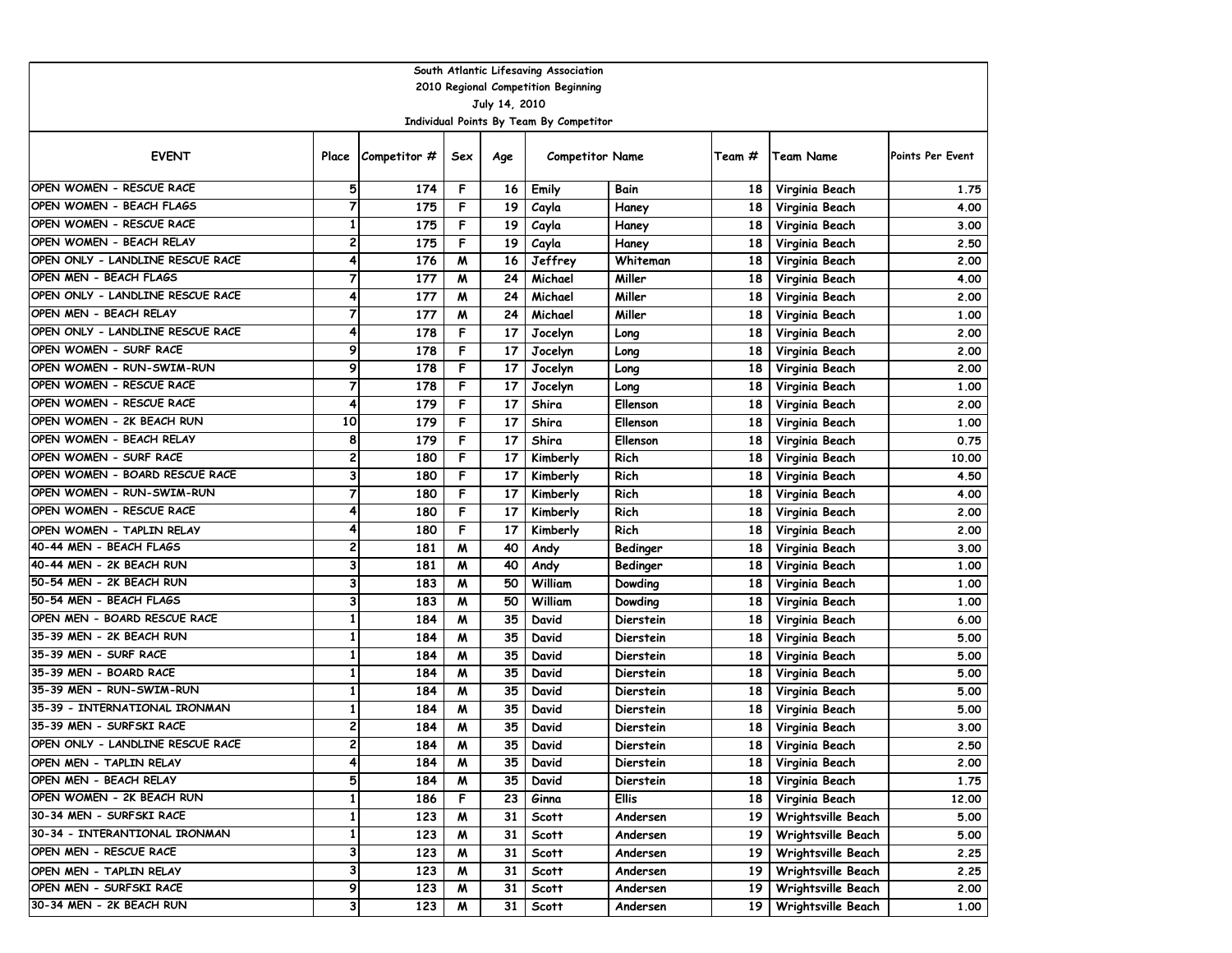South Atlantic Lifesaving Association
2010 Regional Competition Beginning
July 14, 2010
Individual Points By Team By Competitor

| EVENT | Place | Competitor # | Sex | Age | Competitor Name | | Team # | Team Name | Points Per Event |
|---|---|---|---|---|---|---|---|---|---|
| OPEN WOMEN - RESCUE RACE | 5 | 174 | F | 16 | Emily | Bain | 18 | Virginia Beach | 1.75 |
| OPEN WOMEN - BEACH FLAGS | 7 | 175 | F | 19 | Cayla | Haney | 18 | Virginia Beach | 4.00 |
| OPEN WOMEN - RESCUE RACE | 1 | 175 | F | 19 | Cayla | Haney | 18 | Virginia Beach | 3.00 |
| OPEN WOMEN - BEACH RELAY | 2 | 175 | F | 19 | Cayla | Haney | 18 | Virginia Beach | 2.50 |
| OPEN ONLY - LANDLINE RESCUE RACE | 4 | 176 | M | 16 | Jeffrey | Whiteman | 18 | Virginia Beach | 2.00 |
| OPEN MEN - BEACH FLAGS | 7 | 177 | M | 24 | Michael | Miller | 18 | Virginia Beach | 4.00 |
| OPEN ONLY - LANDLINE RESCUE RACE | 4 | 177 | M | 24 | Michael | Miller | 18 | Virginia Beach | 2.00 |
| OPEN MEN - BEACH RELAY | 7 | 177 | M | 24 | Michael | Miller | 18 | Virginia Beach | 1.00 |
| OPEN ONLY - LANDLINE RESCUE RACE | 4 | 178 | F | 17 | Jocelyn | Long | 18 | Virginia Beach | 2.00 |
| OPEN WOMEN - SURF RACE | 9 | 178 | F | 17 | Jocelyn | Long | 18 | Virginia Beach | 2.00 |
| OPEN WOMEN - RUN-SWIM-RUN | 9 | 178 | F | 17 | Jocelyn | Long | 18 | Virginia Beach | 2.00 |
| OPEN WOMEN - RESCUE RACE | 7 | 178 | F | 17 | Jocelyn | Long | 18 | Virginia Beach | 1.00 |
| OPEN WOMEN - RESCUE RACE | 4 | 179 | F | 17 | Shira | Ellenson | 18 | Virginia Beach | 2.00 |
| OPEN WOMEN - 2K BEACH RUN | 10 | 179 | F | 17 | Shira | Ellenson | 18 | Virginia Beach | 1.00 |
| OPEN WOMEN - BEACH RELAY | 8 | 179 | F | 17 | Shira | Ellenson | 18 | Virginia Beach | 0.75 |
| OPEN WOMEN - SURF RACE | 2 | 180 | F | 17 | Kimberly | Rich | 18 | Virginia Beach | 10.00 |
| OPEN WOMEN - BOARD RESCUE RACE | 3 | 180 | F | 17 | Kimberly | Rich | 18 | Virginia Beach | 4.50 |
| OPEN WOMEN - RUN-SWIM-RUN | 7 | 180 | F | 17 | Kimberly | Rich | 18 | Virginia Beach | 4.00 |
| OPEN WOMEN - RESCUE RACE | 4 | 180 | F | 17 | Kimberly | Rich | 18 | Virginia Beach | 2.00 |
| OPEN WOMEN - TAPLIN RELAY | 4 | 180 | F | 17 | Kimberly | Rich | 18 | Virginia Beach | 2.00 |
| 40-44 MEN - BEACH FLAGS | 2 | 181 | M | 40 | Andy | Bedinger | 18 | Virginia Beach | 3.00 |
| 40-44 MEN - 2K BEACH RUN | 3 | 181 | M | 40 | Andy | Bedinger | 18 | Virginia Beach | 1.00 |
| 50-54 MEN - 2K BEACH RUN | 3 | 183 | M | 50 | William | Dowding | 18 | Virginia Beach | 1.00 |
| 50-54 MEN - BEACH FLAGS | 3 | 183 | M | 50 | William | Dowding | 18 | Virginia Beach | 1.00 |
| OPEN MEN - BOARD RESCUE RACE | 1 | 184 | M | 35 | David | Dierstein | 18 | Virginia Beach | 6.00 |
| 35-39 MEN - 2K BEACH RUN | 1 | 184 | M | 35 | David | Dierstein | 18 | Virginia Beach | 5.00 |
| 35-39 MEN - SURF RACE | 1 | 184 | M | 35 | David | Dierstein | 18 | Virginia Beach | 5.00 |
| 35-39 MEN - BOARD RACE | 1 | 184 | M | 35 | David | Dierstein | 18 | Virginia Beach | 5.00 |
| 35-39 MEN - RUN-SWIM-RUN | 1 | 184 | M | 35 | David | Dierstein | 18 | Virginia Beach | 5.00 |
| 35-39 - INTERNATIONAL IRONMAN | 1 | 184 | M | 35 | David | Dierstein | 18 | Virginia Beach | 5.00 |
| 35-39 MEN - SURFSKI RACE | 2 | 184 | M | 35 | David | Dierstein | 18 | Virginia Beach | 3.00 |
| OPEN ONLY - LANDLINE RESCUE RACE | 2 | 184 | M | 35 | David | Dierstein | 18 | Virginia Beach | 2.50 |
| OPEN MEN - TAPLIN RELAY | 4 | 184 | M | 35 | David | Dierstein | 18 | Virginia Beach | 2.00 |
| OPEN MEN - BEACH RELAY | 5 | 184 | M | 35 | David | Dierstein | 18 | Virginia Beach | 1.75 |
| OPEN WOMEN - 2K BEACH RUN | 1 | 186 | F | 23 | Ginna | Ellis | 18 | Virginia Beach | 12.00 |
| 30-34 MEN - SURFSKI RACE | 1 | 123 | M | 31 | Scott | Andersen | 19 | Wrightsville Beach | 5.00 |
| 30-34 - INTERANTIONAL IRONMAN | 1 | 123 | M | 31 | Scott | Andersen | 19 | Wrightsville Beach | 5.00 |
| OPEN MEN - RESCUE RACE | 3 | 123 | M | 31 | Scott | Andersen | 19 | Wrightsville Beach | 2.25 |
| OPEN MEN - TAPLIN RELAY | 3 | 123 | M | 31 | Scott | Andersen | 19 | Wrightsville Beach | 2.25 |
| OPEN MEN - SURFSKI RACE | 9 | 123 | M | 31 | Scott | Andersen | 19 | Wrightsville Beach | 2.00 |
| 30-34 MEN - 2K BEACH RUN | 3 | 123 | M | 31 | Scott | Andersen | 19 | Wrightsville Beach | 1.00 |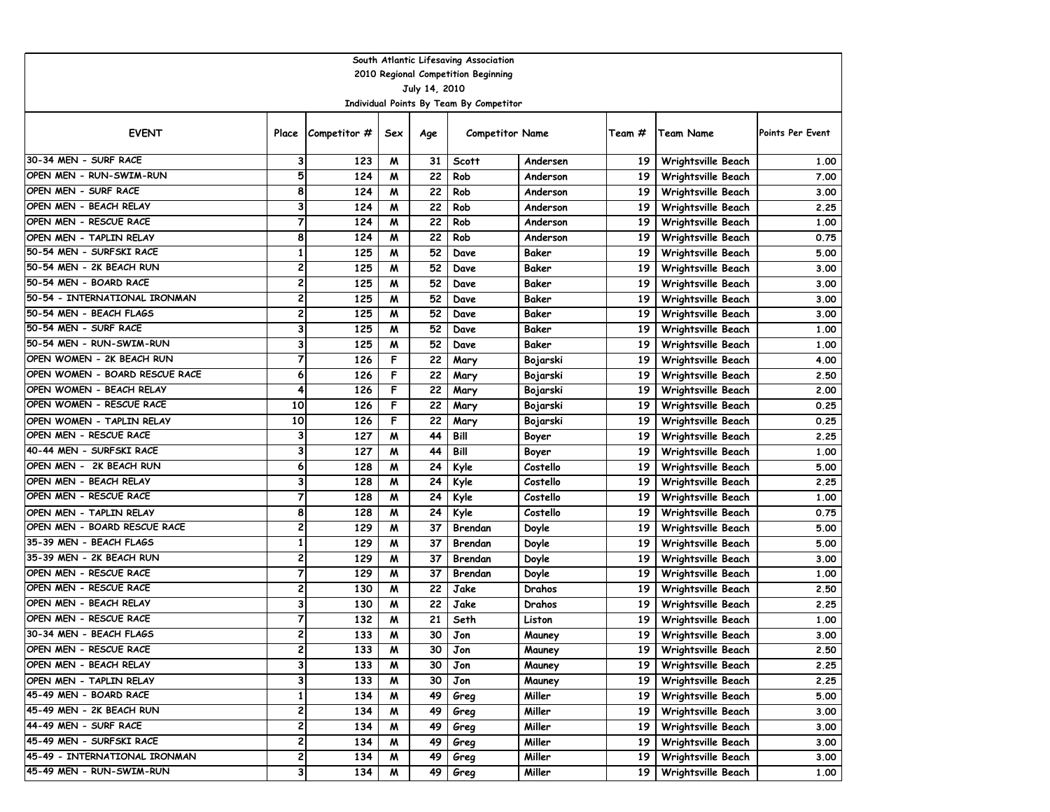South Atlantic Lifesaving Association

2010 Regional Competition Beginning

July 14, 2010

Individual Points By Team By Competitor

| EVENT | Place | Competitor # | Sex | Age | Competitor Name | | Team # | Team Name | Points Per Event |
|---|---|---|---|---|---|---|---|---|---|
| 30-34 MEN - SURF RACE | 3 | 123 | M | 31 | Scott | Andersen | 19 | Wrightsville Beach | 1.00 |
| OPEN MEN - RUN-SWIM-RUN | 5 | 124 | M | 22 | Rob | Anderson | 19 | Wrightsville Beach | 7.00 |
| OPEN MEN - SURF RACE | 8 | 124 | M | 22 | Rob | Anderson | 19 | Wrightsville Beach | 3.00 |
| OPEN MEN - BEACH RELAY | 3 | 124 | M | 22 | Rob | Anderson | 19 | Wrightsville Beach | 2.25 |
| OPEN MEN - RESCUE RACE | 7 | 124 | M | 22 | Rob | Anderson | 19 | Wrightsville Beach | 1.00 |
| OPEN MEN - TAPLIN RELAY | 8 | 124 | M | 22 | Rob | Anderson | 19 | Wrightsville Beach | 0.75 |
| 50-54 MEN - SURFSKI RACE | 1 | 125 | M | 52 | Dave | Baker | 19 | Wrightsville Beach | 5.00 |
| 50-54 MEN - 2K BEACH RUN | 2 | 125 | M | 52 | Dave | Baker | 19 | Wrightsville Beach | 3.00 |
| 50-54 MEN - BOARD RACE | 2 | 125 | M | 52 | Dave | Baker | 19 | Wrightsville Beach | 3.00 |
| 50-54 - INTERNATIONAL IRONMAN | 2 | 125 | M | 52 | Dave | Baker | 19 | Wrightsville Beach | 3.00 |
| 50-54 MEN - BEACH FLAGS | 2 | 125 | M | 52 | Dave | Baker | 19 | Wrightsville Beach | 3.00 |
| 50-54 MEN - SURF RACE | 3 | 125 | M | 52 | Dave | Baker | 19 | Wrightsville Beach | 1.00 |
| 50-54 MEN - RUN-SWIM-RUN | 3 | 125 | M | 52 | Dave | Baker | 19 | Wrightsville Beach | 1.00 |
| OPEN WOMEN - 2K BEACH RUN | 7 | 126 | F | 22 | Mary | Bojarski | 19 | Wrightsville Beach | 4.00 |
| OPEN WOMEN - BOARD RESCUE RACE | 6 | 126 | F | 22 | Mary | Bojarski | 19 | Wrightsville Beach | 2.50 |
| OPEN WOMEN - BEACH RELAY | 4 | 126 | F | 22 | Mary | Bojarski | 19 | Wrightsville Beach | 2.00 |
| OPEN WOMEN - RESCUE RACE | 10 | 126 | F | 22 | Mary | Bojarski | 19 | Wrightsville Beach | 0.25 |
| OPEN WOMEN - TAPLIN RELAY | 10 | 126 | F | 22 | Mary | Bojarski | 19 | Wrightsville Beach | 0.25 |
| OPEN MEN - RESCUE RACE | 3 | 127 | M | 44 | Bill | Boyer | 19 | Wrightsville Beach | 2.25 |
| 40-44 MEN - SURFSKI RACE | 3 | 127 | M | 44 | Bill | Boyer | 19 | Wrightsville Beach | 1.00 |
| OPEN MEN - 2K BEACH RUN | 6 | 128 | M | 24 | Kyle | Costello | 19 | Wrightsville Beach | 5.00 |
| OPEN MEN - BEACH RELAY | 3 | 128 | M | 24 | Kyle | Costello | 19 | Wrightsville Beach | 2.25 |
| OPEN MEN - RESCUE RACE | 7 | 128 | M | 24 | Kyle | Costello | 19 | Wrightsville Beach | 1.00 |
| OPEN MEN - TAPLIN RELAY | 8 | 128 | M | 24 | Kyle | Costello | 19 | Wrightsville Beach | 0.75 |
| OPEN MEN - BOARD RESCUE RACE | 2 | 129 | M | 37 | Brendan | Doyle | 19 | Wrightsville Beach | 5.00 |
| 35-39 MEN - BEACH FLAGS | 1 | 129 | M | 37 | Brendan | Doyle | 19 | Wrightsville Beach | 5.00 |
| 35-39 MEN - 2K BEACH RUN | 2 | 129 | M | 37 | Brendan | Doyle | 19 | Wrightsville Beach | 3.00 |
| OPEN MEN - RESCUE RACE | 7 | 129 | M | 37 | Brendan | Doyle | 19 | Wrightsville Beach | 1.00 |
| OPEN MEN - RESCUE RACE | 2 | 130 | M | 22 | Jake | Drahos | 19 | Wrightsville Beach | 2.50 |
| OPEN MEN - BEACH RELAY | 3 | 130 | M | 22 | Jake | Drahos | 19 | Wrightsville Beach | 2.25 |
| OPEN MEN - RESCUE RACE | 7 | 132 | M | 21 | Seth | Liston | 19 | Wrightsville Beach | 1.00 |
| 30-34 MEN - BEACH FLAGS | 2 | 133 | M | 30 | Jon | Mauney | 19 | Wrightsville Beach | 3.00 |
| OPEN MEN - RESCUE RACE | 2 | 133 | M | 30 | Jon | Mauney | 19 | Wrightsville Beach | 2.50 |
| OPEN MEN - BEACH RELAY | 3 | 133 | M | 30 | Jon | Mauney | 19 | Wrightsville Beach | 2.25 |
| OPEN MEN - TAPLIN RELAY | 3 | 133 | M | 30 | Jon | Mauney | 19 | Wrightsville Beach | 2.25 |
| 45-49 MEN - BOARD RACE | 1 | 134 | M | 49 | Greg | Miller | 19 | Wrightsville Beach | 5.00 |
| 45-49 MEN - 2K BEACH RUN | 2 | 134 | M | 49 | Greg | Miller | 19 | Wrightsville Beach | 3.00 |
| 44-49 MEN - SURF RACE | 2 | 134 | M | 49 | Greg | Miller | 19 | Wrightsville Beach | 3.00 |
| 45-49 MEN - SURFSKI RACE | 2 | 134 | M | 49 | Greg | Miller | 19 | Wrightsville Beach | 3.00 |
| 45-49 - INTERNATIONAL IRONMAN | 2 | 134 | M | 49 | Greg | Miller | 19 | Wrightsville Beach | 3.00 |
| 45-49 MEN - RUN-SWIM-RUN | 3 | 134 | M | 49 | Greg | Miller | 19 | Wrightsville Beach | 1.00 |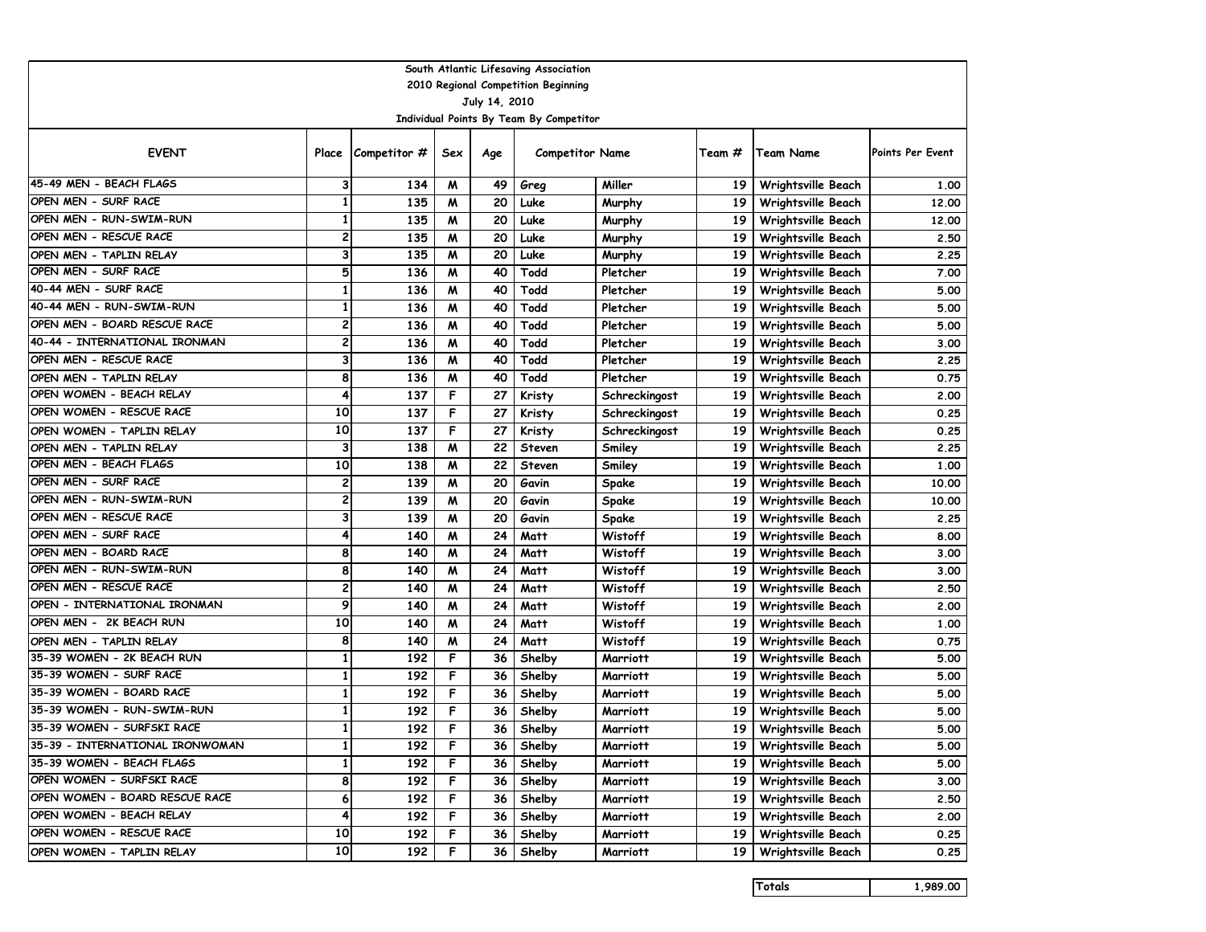South Atlantic Lifesaving Association
2010 Regional Competition Beginning
July 14, 2010
Individual Points By Team By Competitor

| EVENT | Place | Competitor # | Sex | Age | Competitor Name | | Team # | Team Name | Points Per Event |
|---|---|---|---|---|---|---|---|---|---|
| 45-49 MEN - BEACH FLAGS | 3 | 134 | M | 49 | Greg | Miller | 19 | Wrightsville Beach | 1.00 |
| OPEN MEN - SURF RACE | 1 | 135 | M | 20 | Luke | Murphy | 19 | Wrightsville Beach | 12.00 |
| OPEN MEN - RUN-SWIM-RUN | 1 | 135 | M | 20 | Luke | Murphy | 19 | Wrightsville Beach | 12.00 |
| OPEN MEN - RESCUE RACE | 2 | 135 | M | 20 | Luke | Murphy | 19 | Wrightsville Beach | 2.50 |
| OPEN MEN - TAPLIN RELAY | 3 | 135 | M | 20 | Luke | Murphy | 19 | Wrightsville Beach | 2.25 |
| OPEN MEN - SURF RACE | 5 | 136 | M | 40 | Todd | Pletcher | 19 | Wrightsville Beach | 7.00 |
| 40-44 MEN - SURF RACE | 1 | 136 | M | 40 | Todd | Pletcher | 19 | Wrightsville Beach | 5.00 |
| 40-44 MEN - RUN-SWIM-RUN | 1 | 136 | M | 40 | Todd | Pletcher | 19 | Wrightsville Beach | 5.00 |
| OPEN MEN - BOARD RESCUE RACE | 2 | 136 | M | 40 | Todd | Pletcher | 19 | Wrightsville Beach | 5.00 |
| 40-44 - INTERNATIONAL IRONMAN | 2 | 136 | M | 40 | Todd | Pletcher | 19 | Wrightsville Beach | 3.00 |
| OPEN MEN - RESCUE RACE | 3 | 136 | M | 40 | Todd | Pletcher | 19 | Wrightsville Beach | 2.25 |
| OPEN MEN - TAPLIN RELAY | 8 | 136 | M | 40 | Todd | Pletcher | 19 | Wrightsville Beach | 0.75 |
| OPEN WOMEN - BEACH RELAY | 4 | 137 | F | 27 | Kristy | Schreckingost | 19 | Wrightsville Beach | 2.00 |
| OPEN WOMEN - RESCUE RACE | 10 | 137 | F | 27 | Kristy | Schreckingost | 19 | Wrightsville Beach | 0.25 |
| OPEN WOMEN - TAPLIN RELAY | 10 | 137 | F | 27 | Kristy | Schreckingost | 19 | Wrightsville Beach | 0.25 |
| OPEN MEN - TAPLIN RELAY | 3 | 138 | M | 22 | Steven | Smiley | 19 | Wrightsville Beach | 2.25 |
| OPEN MEN - BEACH FLAGS | 10 | 138 | M | 22 | Steven | Smiley | 19 | Wrightsville Beach | 1.00 |
| OPEN MEN - SURF RACE | 2 | 139 | M | 20 | Gavin | Spake | 19 | Wrightsville Beach | 10.00 |
| OPEN MEN - RUN-SWIM-RUN | 2 | 139 | M | 20 | Gavin | Spake | 19 | Wrightsville Beach | 10.00 |
| OPEN MEN - RESCUE RACE | 3 | 139 | M | 20 | Gavin | Spake | 19 | Wrightsville Beach | 2.25 |
| OPEN MEN - SURF RACE | 4 | 140 | M | 24 | Matt | Wistoff | 19 | Wrightsville Beach | 8.00 |
| OPEN MEN - BOARD RACE | 8 | 140 | M | 24 | Matt | Wistoff | 19 | Wrightsville Beach | 3.00 |
| OPEN MEN - RUN-SWIM-RUN | 8 | 140 | M | 24 | Matt | Wistoff | 19 | Wrightsville Beach | 3.00 |
| OPEN MEN - RESCUE RACE | 2 | 140 | M | 24 | Matt | Wistoff | 19 | Wrightsville Beach | 2.50 |
| OPEN - INTERNATIONAL IRONMAN | 9 | 140 | M | 24 | Matt | Wistoff | 19 | Wrightsville Beach | 2.00 |
| OPEN MEN - 2K BEACH RUN | 10 | 140 | M | 24 | Matt | Wistoff | 19 | Wrightsville Beach | 1.00 |
| OPEN MEN - TAPLIN RELAY | 8 | 140 | M | 24 | Matt | Wistoff | 19 | Wrightsville Beach | 0.75 |
| 35-39 WOMEN - 2K BEACH RUN | 1 | 192 | F | 36 | Shelby | Marriott | 19 | Wrightsville Beach | 5.00 |
| 35-39 WOMEN - SURF RACE | 1 | 192 | F | 36 | Shelby | Marriott | 19 | Wrightsville Beach | 5.00 |
| 35-39 WOMEN - BOARD RACE | 1 | 192 | F | 36 | Shelby | Marriott | 19 | Wrightsville Beach | 5.00 |
| 35-39 WOMEN - RUN-SWIM-RUN | 1 | 192 | F | 36 | Shelby | Marriott | 19 | Wrightsville Beach | 5.00 |
| 35-39 WOMEN - SURFSKI RACE | 1 | 192 | F | 36 | Shelby | Marriott | 19 | Wrightsville Beach | 5.00 |
| 35-39 - INTERNATIONAL IRONWOMAN | 1 | 192 | F | 36 | Shelby | Marriott | 19 | Wrightsville Beach | 5.00 |
| 35-39 WOMEN - BEACH FLAGS | 1 | 192 | F | 36 | Shelby | Marriott | 19 | Wrightsville Beach | 5.00 |
| OPEN WOMEN - SURFSKI RACE | 8 | 192 | F | 36 | Shelby | Marriott | 19 | Wrightsville Beach | 3.00 |
| OPEN WOMEN - BOARD RESCUE RACE | 6 | 192 | F | 36 | Shelby | Marriott | 19 | Wrightsville Beach | 2.50 |
| OPEN WOMEN - BEACH RELAY | 4 | 192 | F | 36 | Shelby | Marriott | 19 | Wrightsville Beach | 2.00 |
| OPEN WOMEN - RESCUE RACE | 10 | 192 | F | 36 | Shelby | Marriott | 19 | Wrightsville Beach | 0.25 |
| OPEN WOMEN - TAPLIN RELAY | 10 | 192 | F | 36 | Shelby | Marriott | 19 | Wrightsville Beach | 0.25 |

| | |
|---|---|
| Totals | 1,989.00 |